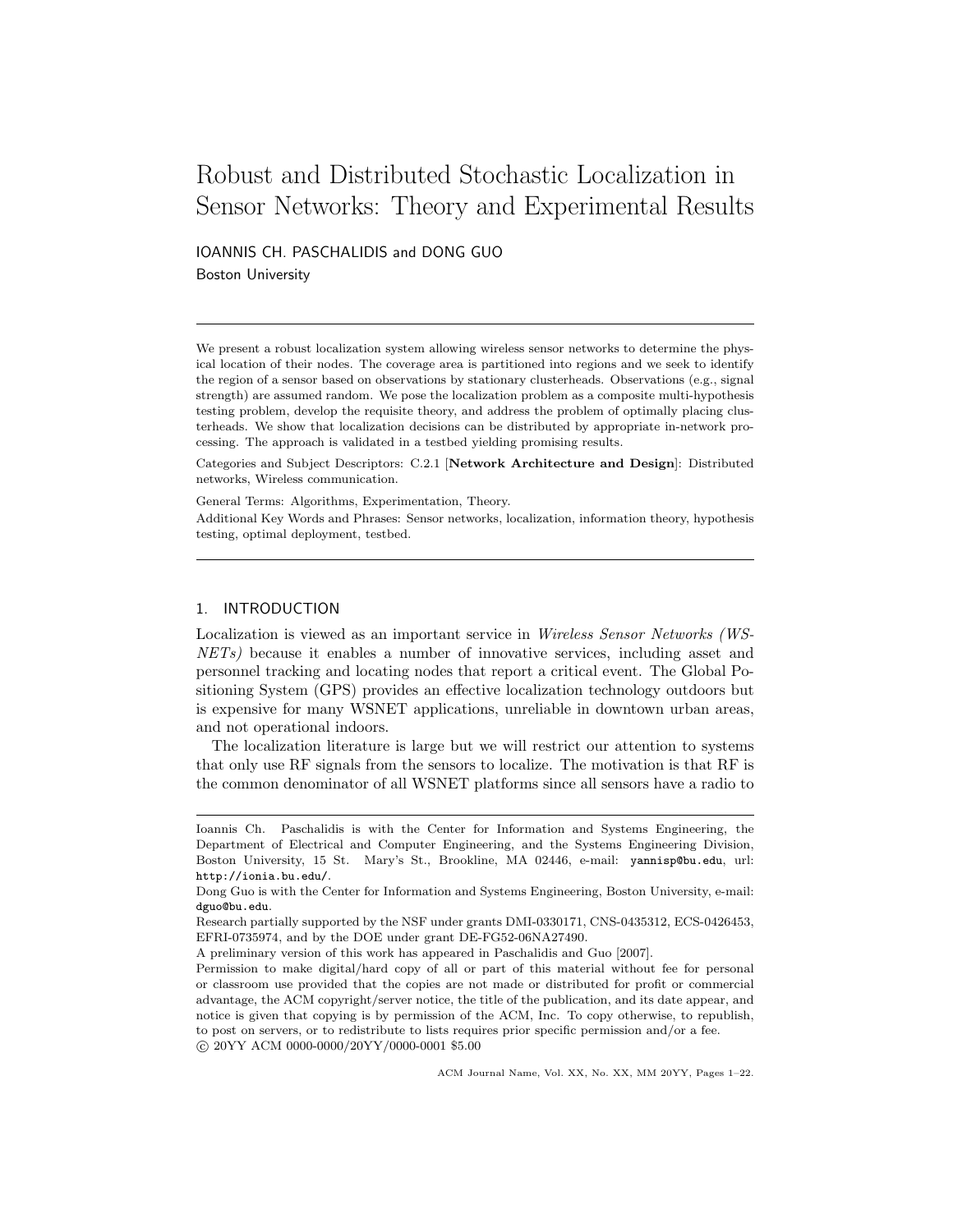# Robust and Distributed Stochastic Localization in Sensor Networks: Theory and Experimental Results

IOANNIS CH. PASCHALIDIS and DONG GUO
Boston University

---

We present a robust localization system allowing wireless sensor networks to determine the physical location of their nodes. The coverage area is partitioned into regions and we seek to identify the region of a sensor based on observations by stationary clusterheads. Observations (e.g., signal strength) are assumed random. We pose the localization problem as a composite multi-hypothesis testing problem, develop the requisite theory, and address the problem of optimally placing clusterheads. We show that localization decisions can be distributed by appropriate in-network processing. The approach is validated in a testbed yielding promising results.

Categories and Subject Descriptors: C.2.1 [**Network Architecture and Design**]: Distributed networks, Wireless communication.

General Terms: Algorithms, Experimentation, Theory.

Additional Key Words and Phrases: Sensor networks, localization, information theory, hypothesis testing, optimal deployment, testbed.

---

## 1. INTRODUCTION

Localization is viewed as an important service in *Wireless Sensor Networks (WSNETs)* because it enables a number of innovative services, including asset and personnel tracking and locating nodes that report a critical event. The Global Positioning System (GPS) provides an effective localization technology outdoors but is expensive for many WSNET applications, unreliable in downtown urban areas, and not operational indoors.

The localization literature is large but we will restrict our attention to systems that only use RF signals from the sensors to localize. The motivation is that RF is the common denominator of all WSNET platforms since all sensors have a radio to

---

Ioannis Ch. Paschalidis is with the Center for Information and Systems Engineering, the Department of Electrical and Computer Engineering, and the Systems Engineering Division, Boston University, 15 St. Mary's St., Brookline, MA 02446, e-mail: `yannisp@bu.edu`, url: `http://ionia.bu.edu/`.

Dong Guo is with the Center for Information and Systems Engineering, Boston University, e-mail: `dguo@bu.edu`.

Research partially supported by the NSF under grants DMI-0330171, CNS-0435312, ECS-0426453, EFRI-0735974, and by the DOE under grant DE-FG52-06NA27490.

A preliminary version of this work has appeared in Paschalidis and Guo [2007].

Permission to make digital/hard copy of all or part of this material without fee for personal or classroom use provided that the copies are not made or distributed for profit or commercial advantage, the ACM copyright/server notice, the title of the publication, and its date appear, and notice is given that copying is by permission of the ACM, Inc. To copy otherwise, to republish, to post on servers, or to redistribute to lists requires prior specific permission and/or a fee.
© 20YY ACM 0000-0000/20YY/0000-0001 $5.00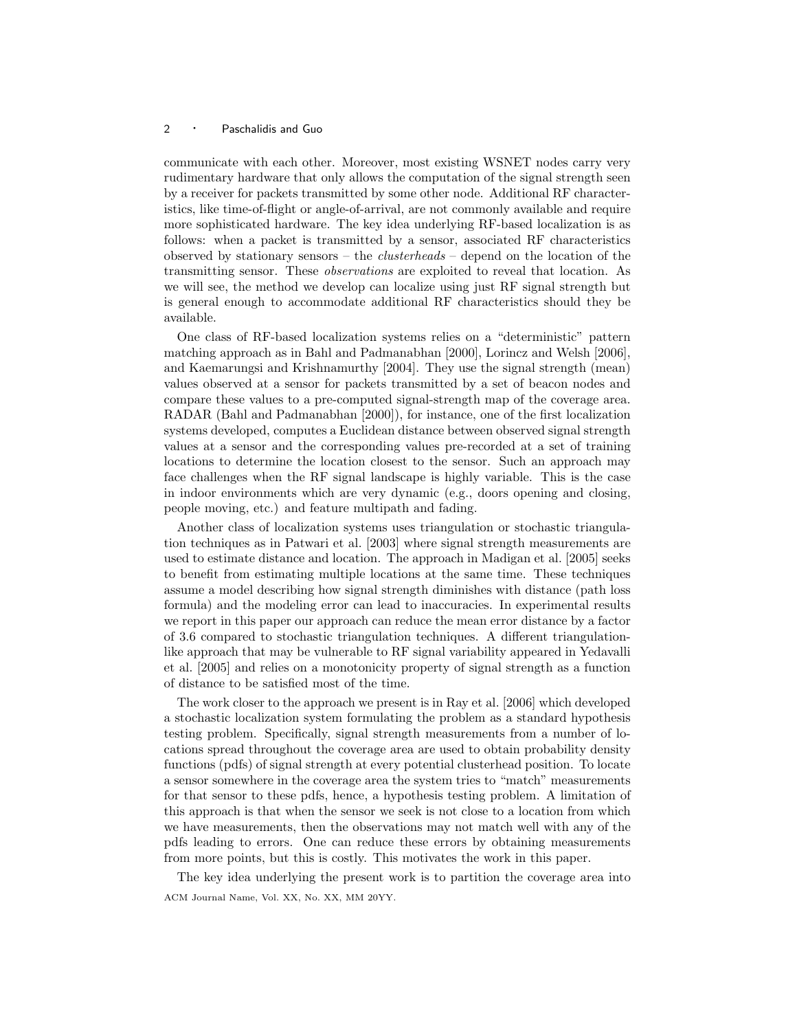communicate with each other. Moreover, most existing WSNET nodes carry very rudimentary hardware that only allows the computation of the signal strength seen by a receiver for packets transmitted by some other node. Additional RF characteristics, like time-of-flight or angle-of-arrival, are not commonly available and require more sophisticated hardware. The key idea underlying RF-based localization is as follows: when a packet is transmitted by a sensor, associated RF characteristics observed by stationary sensors – the *clusterheads* – depend on the location of the transmitting sensor. These *observations* are exploited to reveal that location. As we will see, the method we develop can localize using just RF signal strength but is general enough to accommodate additional RF characteristics should they be available.

One class of RF-based localization systems relies on a "deterministic" pattern matching approach as in Bahl and Padmanabhan [2000], Lorincz and Welsh [2006], and Kaemarungsi and Krishnamurthy [2004]. They use the signal strength (mean) values observed at a sensor for packets transmitted by a set of beacon nodes and compare these values to a pre-computed signal-strength map of the coverage area. RADAR (Bahl and Padmanabhan [2000]), for instance, one of the first localization systems developed, computes a Euclidean distance between observed signal strength values at a sensor and the corresponding values pre-recorded at a set of training locations to determine the location closest to the sensor. Such an approach may face challenges when the RF signal landscape is highly variable. This is the case in indoor environments which are very dynamic (e.g., doors opening and closing, people moving, etc.) and feature multipath and fading.

Another class of localization systems uses triangulation or stochastic triangulation techniques as in Patwari et al. [2003] where signal strength measurements are used to estimate distance and location. The approach in Madigan et al. [2005] seeks to benefit from estimating multiple locations at the same time. These techniques assume a model describing how signal strength diminishes with distance (path loss formula) and the modeling error can lead to inaccuracies. In experimental results we report in this paper our approach can reduce the mean error distance by a factor of 3.6 compared to stochastic triangulation techniques. A different triangulation-like approach that may be vulnerable to RF signal variability appeared in Yedavalli et al. [2005] and relies on a monotonicity property of signal strength as a function of distance to be satisfied most of the time.

The work closer to the approach we present is in Ray et al. [2006] which developed a stochastic localization system formulating the problem as a standard hypothesis testing problem. Specifically, signal strength measurements from a number of locations spread throughout the coverage area are used to obtain probability density functions (pdfs) of signal strength at every potential clusterhead position. To locate a sensor somewhere in the coverage area the system tries to "match" measurements for that sensor to these pdfs, hence, a hypothesis testing problem. A limitation of this approach is that when the sensor we seek is not close to a location from which we have measurements, then the observations may not match well with any of the pdfs leading to errors. One can reduce these errors by obtaining measurements from more points, but this is costly. This motivates the work in this paper.

The key idea underlying the present work is to partition the coverage area into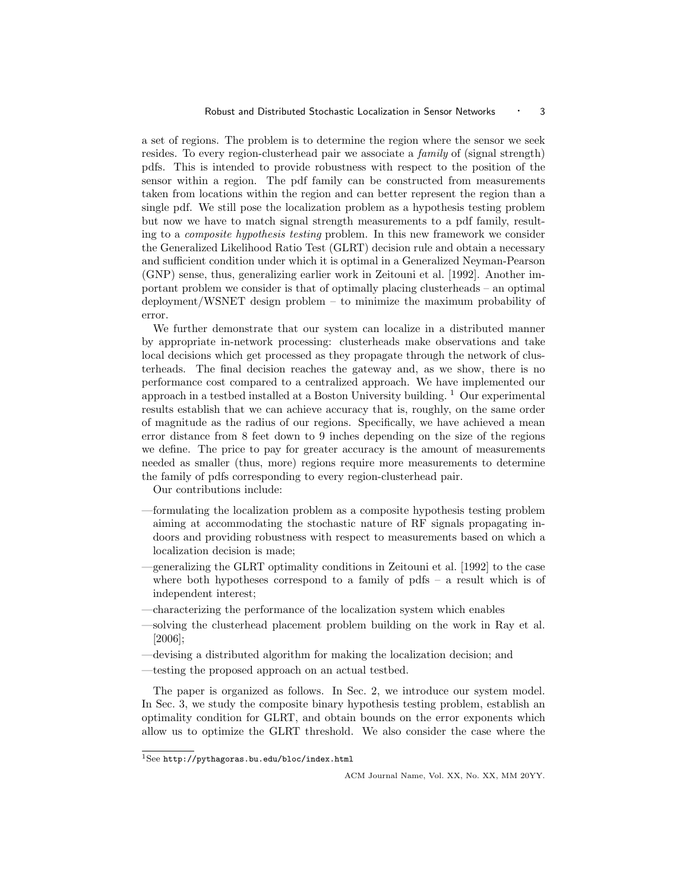a set of regions. The problem is to determine the region where the sensor we seek resides. To every region-clusterhead pair we associate a *family* of (signal strength) pdfs. This is intended to provide robustness with respect to the position of the sensor within a region. The pdf family can be constructed from measurements taken from locations within the region and can better represent the region than a single pdf. We still pose the localization problem as a hypothesis testing problem but now we have to match signal strength measurements to a pdf family, resulting to a *composite hypothesis testing* problem. In this new framework we consider the Generalized Likelihood Ratio Test (GLRT) decision rule and obtain a necessary and sufficient condition under which it is optimal in a Generalized Neyman-Pearson (GNP) sense, thus, generalizing earlier work in Zeitouni et al. [1992]. Another important problem we consider is that of optimally placing clusterheads – an optimal deployment/WSNET design problem – to minimize the maximum probability of error.

We further demonstrate that our system can localize in a distributed manner by appropriate in-network processing: clusterheads make observations and take local decisions which get processed as they propagate through the network of clusterheads. The final decision reaches the gateway and, as we show, there is no performance cost compared to a centralized approach. We have implemented our approach in a testbed installed at a Boston University building. [1] Our experimental results establish that we can achieve accuracy that is, roughly, on the same order of magnitude as the radius of our regions. Specifically, we have achieved a mean error distance from 8 feet down to 9 inches depending on the size of the regions we define. The price to pay for greater accuracy is the amount of measurements needed as smaller (thus, more) regions require more measurements to determine the family of pdfs corresponding to every region-clusterhead pair.

Our contributions include:

—formulating the localization problem as a composite hypothesis testing problem aiming at accommodating the stochastic nature of RF signals propagating indoors and providing robustness with respect to measurements based on which a localization decision is made;

—generalizing the GLRT optimality conditions in Zeitouni et al. [1992] to the case where both hypotheses correspond to a family of pdfs – a result which is of independent interest;

—characterizing the performance of the localization system which enables

—solving the clusterhead placement problem building on the work in Ray et al. [2006];

—devising a distributed algorithm for making the localization decision; and

—testing the proposed approach on an actual testbed.

The paper is organized as follows. In Sec. 2, we introduce our system model. In Sec. 3, we study the composite binary hypothesis testing problem, establish an optimality condition for GLRT, and obtain bounds on the error exponents which allow us to optimize the GLRT threshold. We also consider the case where the

[1] See http://pythagoras.bu.edu/bloc/index.html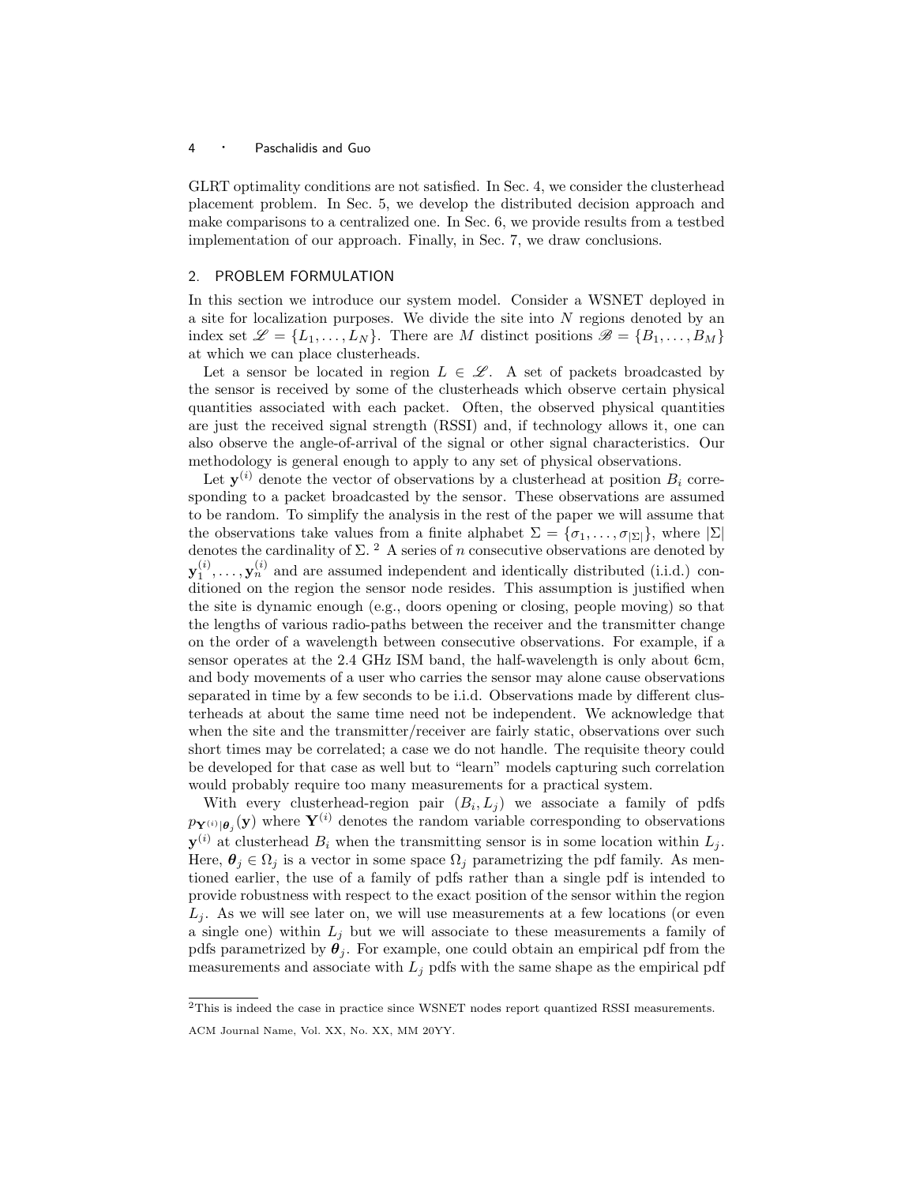GLRT optimality conditions are not satisfied. In Sec. 4, we consider the clusterhead placement problem. In Sec. 5, we develop the distributed decision approach and make comparisons to a centralized one. In Sec. 6, we provide results from a testbed implementation of our approach. Finally, in Sec. 7, we draw conclusions.

## 2. PROBLEM FORMULATION

In this section we introduce our system model. Consider a WSNET deployed in a site for localization purposes. We divide the site into $N$ regions denoted by an index set $\mathscr{L} = \{L_1, \ldots, L_N\}$. There are $M$ distinct positions $\mathscr{B} = \{B_1, \ldots, B_M\}$ at which we can place clusterheads.

Let a sensor be located in region $L \in \mathscr{L}$. A set of packets broadcasted by the sensor is received by some of the clusterheads which observe certain physical quantities associated with each packet. Often, the observed physical quantities are just the received signal strength (RSSI) and, if technology allows it, one can also observe the angle-of-arrival of the signal or other signal characteristics. Our methodology is general enough to apply to any set of physical observations.

Let $\mathbf{y}^{(i)}$ denote the vector of observations by a clusterhead at position $B_i$ corresponding to a packet broadcasted by the sensor. These observations are assumed to be random. To simplify the analysis in the rest of the paper we will assume that the observations take values from a finite alphabet $\Sigma = \{\sigma_1, \ldots, \sigma_{|\Sigma|}\}$, where $|\Sigma|$ denotes the cardinality of $\Sigma$. [2] A series of $n$ consecutive observations are denoted by $\mathbf{y}_1^{(i)}, \ldots, \mathbf{y}_n^{(i)}$ and are assumed independent and identically distributed (i.i.d.) conditioned on the region the sensor node resides. This assumption is justified when the site is dynamic enough (e.g., doors opening or closing, people moving) so that the lengths of various radio-paths between the receiver and the transmitter change on the order of a wavelength between consecutive observations. For example, if a sensor operates at the 2.4 GHz ISM band, the half-wavelength is only about 6cm, and body movements of a user who carries the sensor may alone cause observations separated in time by a few seconds to be i.i.d. Observations made by different clusterheads at about the same time need not be independent. We acknowledge that when the site and the transmitter/receiver are fairly static, observations over such short times may be correlated; a case we do not handle. The requisite theory could be developed for that case as well but to "learn" models capturing such correlation would probably require too many measurements for a practical system.

With every clusterhead-region pair $(B_i, L_j)$ we associate a family of pdfs $p_{\mathbf{Y}^{(i)}|\boldsymbol{\theta}_j}(\mathbf{y})$ where $\mathbf{Y}^{(i)}$ denotes the random variable corresponding to observations $\mathbf{y}^{(i)}$ at clusterhead $B_i$ when the transmitting sensor is in some location within $L_j$. Here, $\boldsymbol{\theta}_j \in \Omega_j$ is a vector in some space $\Omega_j$ parametrizing the pdf family. As mentioned earlier, the use of a family of pdfs rather than a single pdf is intended to provide robustness with respect to the exact position of the sensor within the region $L_j$. As we will see later on, we will use measurements at a few locations (or even a single one) within $L_j$ but we will associate to these measurements a family of pdfs parametrized by $\boldsymbol{\theta}_j$. For example, one could obtain an empirical pdf from the measurements and associate with $L_j$ pdfs with the same shape as the empirical pdf

[2] This is indeed the case in practice since WSNET nodes report quantized RSSI measurements.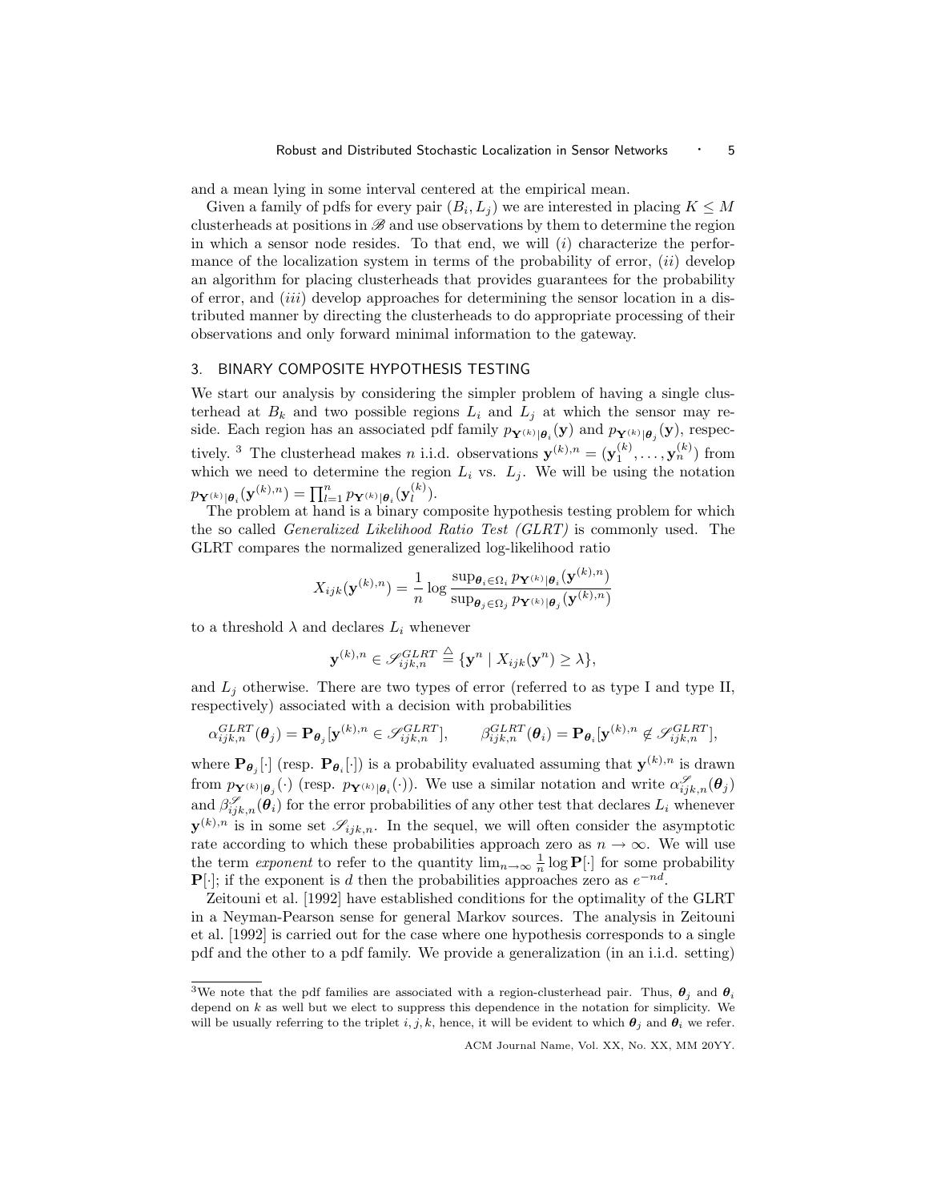and a mean lying in some interval centered at the empirical mean.

Given a family of pdfs for every pair $(B_i, L_j)$ we are interested in placing $K \leq M$ clusterheads at positions in $\mathscr{B}$ and use observations by them to determine the region in which a sensor node resides. To that end, we will $(i)$ characterize the performance of the localization system in terms of the probability of error, $(ii)$ develop an algorithm for placing clusterheads that provides guarantees for the probability of error, and $(iii)$ develop approaches for determining the sensor location in a distributed manner by directing the clusterheads to do appropriate processing of their observations and only forward minimal information to the gateway.

## 3. BINARY COMPOSITE HYPOTHESIS TESTING

We start our analysis by considering the simpler problem of having a single clusterhead at $B_k$ and two possible regions $L_i$ and $L_j$ at which the sensor may reside. Each region has an associated pdf family $p_{\mathbf{Y}^{(k)}|\boldsymbol{\theta}_i}(\mathbf{y})$ and $p_{\mathbf{Y}^{(k)}|\boldsymbol{\theta}_j}(\mathbf{y})$, respectively. [3] The clusterhead makes $n$ i.i.d. observations $\mathbf{y}^{(k),n} = (\mathbf{y}_1^{(k)}, \ldots, \mathbf{y}_n^{(k)})$ from which we need to determine the region $L_i$ vs. $L_j$. We will be using the notation $p_{\mathbf{Y}^{(k)}|\boldsymbol{\theta}_i}(\mathbf{y}^{(k),n}) = \prod_{l=1}^{n} p_{\mathbf{Y}^{(k)}|\boldsymbol{\theta}_i}(\mathbf{y}_l^{(k)})$.

The problem at hand is a binary composite hypothesis testing problem for which the so called *Generalized Likelihood Ratio Test (GLRT)* is commonly used. The GLRT compares the normalized generalized log-likelihood ratio

$$X_{ijk}(\mathbf{y}^{(k),n}) = \frac{1}{n} \log \frac{\sup_{\boldsymbol{\theta}_i \in \Omega_i} p_{\mathbf{Y}^{(k)}|\boldsymbol{\theta}_i}(\mathbf{y}^{(k),n})}{\sup_{\boldsymbol{\theta}_j \in \Omega_j} p_{\mathbf{Y}^{(k)}|\boldsymbol{\theta}_j}(\mathbf{y}^{(k),n})}$$

to a threshold $\lambda$ and declares $L_i$ whenever

$$\mathbf{y}^{(k),n} \in \mathscr{S}_{ijk,n}^{GLRT} \stackrel{\triangle}{=} \{\mathbf{y}^n \mid X_{ijk}(\mathbf{y}^n) \geq \lambda\},$$

and $L_j$ otherwise. There are two types of error (referred to as type I and type II, respectively) associated with a decision with probabilities

$$\alpha_{ijk,n}^{GLRT}(\boldsymbol{\theta}_j) = \mathbf{P}_{\boldsymbol{\theta}_j}[\mathbf{y}^{(k),n} \in \mathscr{S}_{ijk,n}^{GLRT}], \qquad \beta_{ijk,n}^{GLRT}(\boldsymbol{\theta}_i) = \mathbf{P}_{\boldsymbol{\theta}_i}[\mathbf{y}^{(k),n} \notin \mathscr{S}_{ijk,n}^{GLRT}],$$

where $\mathbf{P}_{\boldsymbol{\theta}_j}[\cdot]$ (resp. $\mathbf{P}_{\boldsymbol{\theta}_i}[\cdot]$) is a probability evaluated assuming that $\mathbf{y}^{(k),n}$ is drawn from $p_{\mathbf{Y}^{(k)}|\boldsymbol{\theta}_j}(\cdot)$ (resp. $p_{\mathbf{Y}^{(k)}|\boldsymbol{\theta}_i}(\cdot)$). We use a similar notation and write $\alpha_{ijk,n}^{\mathscr{S}}(\boldsymbol{\theta}_j)$ and $\beta_{ijk,n}^{\mathscr{S}}(\boldsymbol{\theta}_i)$ for the error probabilities of any other test that declares $L_i$ whenever $\mathbf{y}^{(k),n}$ is in some set $\mathscr{S}_{ijk,n}$. In the sequel, we will often consider the asymptotic rate according to which these probabilities approach zero as $n \to \infty$. We will use the term *exponent* to refer to the quantity $\lim_{n\to\infty} \frac{1}{n} \log \mathbf{P}[\cdot]$ for some probability $\mathbf{P}[\cdot]$; if the exponent is $d$ then the probabilities approaches zero as $e^{-nd}$.

Zeitouni et al. [1992] have established conditions for the optimality of the GLRT in a Neyman-Pearson sense for general Markov sources. The analysis in Zeitouni et al. [1992] is carried out for the case where one hypothesis corresponds to a single pdf and the other to a pdf family. We provide a generalization (in an i.i.d. setting)

[3] We note that the pdf families are associated with a region-clusterhead pair. Thus, $\boldsymbol{\theta}_j$ and $\boldsymbol{\theta}_i$ depend on $k$ as well but we elect to suppress this dependence in the notation for simplicity. We will be usually referring to the triplet $i, j, k$, hence, it will be evident to which $\boldsymbol{\theta}_j$ and $\boldsymbol{\theta}_i$ we refer.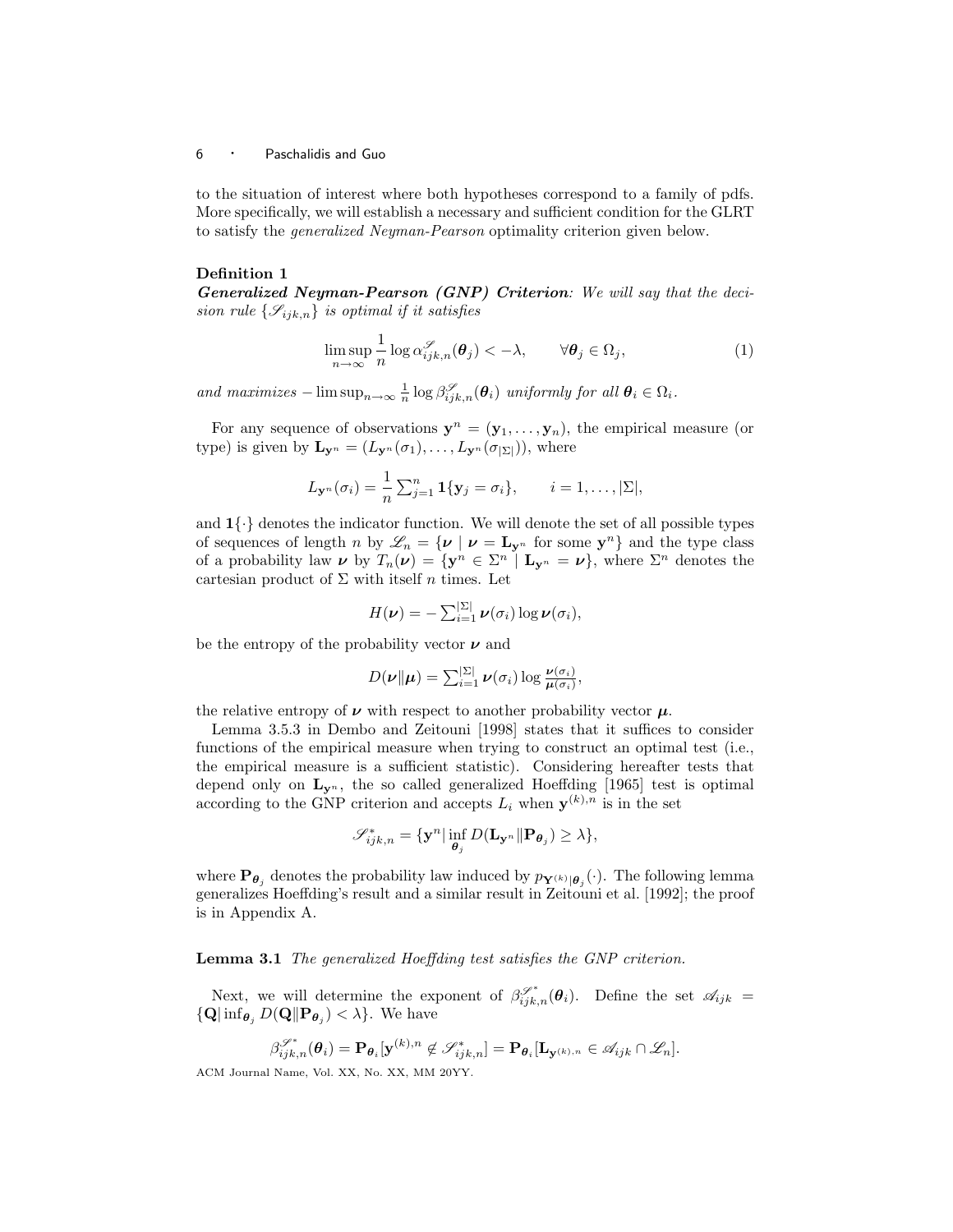to the situation of interest where both hypotheses correspond to a family of pdfs. More specifically, we will establish a necessary and sufficient condition for the GLRT to satisfy the *generalized Neyman-Pearson* optimality criterion given below.

**Definition 1**

***Generalized Neyman-Pearson (GNP) Criterion***: *We will say that the decision rule $\{\mathscr{S}_{ijk,n}\}$ is optimal if it satisfies*

$$\limsup_{n\to\infty} \frac{1}{n} \log \alpha^{\mathscr{S}}_{ijk,n}(\boldsymbol{\theta}_j) < -\lambda, \qquad \forall \boldsymbol{\theta}_j \in \Omega_j, \tag{1}$$

*and maximizes* $-\limsup_{n\to\infty} \frac{1}{n} \log \beta^{\mathscr{S}}_{ijk,n}(\boldsymbol{\theta}_i)$ *uniformly for all* $\boldsymbol{\theta}_i \in \Omega_i$.

For any sequence of observations $\mathbf{y}^n = (\mathbf{y}_1, \ldots, \mathbf{y}_n)$, the empirical measure (or type) is given by $\mathbf{L}_{\mathbf{y}^n} = (L_{\mathbf{y}^n}(\sigma_1), \ldots, L_{\mathbf{y}^n}(\sigma_{|\Sigma|}))$, where

$$L_{\mathbf{y}^n}(\sigma_i) = \frac{1}{n} \sum\nolimits_{j=1}^n \mathbf{1}\{\mathbf{y}_j = \sigma_i\}, \qquad i = 1, \ldots, |\Sigma|,$$

and $\mathbf{1}\{\cdot\}$ denotes the indicator function. We will denote the set of all possible types of sequences of length $n$ by $\mathscr{L}_n = \{\boldsymbol{\nu} \mid \boldsymbol{\nu} = \mathbf{L}_{\mathbf{y}^n} \text{ for some } \mathbf{y}^n\}$ and the type class of a probability law $\boldsymbol{\nu}$ by $T_n(\boldsymbol{\nu}) = \{\mathbf{y}^n \in \Sigma^n \mid \mathbf{L}_{\mathbf{y}^n} = \boldsymbol{\nu}\}$, where $\Sigma^n$ denotes the cartesian product of $\Sigma$ with itself $n$ times. Let

$$H(\boldsymbol{\nu}) = -\sum\nolimits_{i=1}^{|\Sigma|} \boldsymbol{\nu}(\sigma_i) \log \boldsymbol{\nu}(\sigma_i),$$

be the entropy of the probability vector $\boldsymbol{\nu}$ and

$$D(\boldsymbol{\nu} \| \boldsymbol{\mu}) = \sum\nolimits_{i=1}^{|\Sigma|} \boldsymbol{\nu}(\sigma_i) \log \tfrac{\boldsymbol{\nu}(\sigma_i)}{\boldsymbol{\mu}(\sigma_i)},$$

the relative entropy of $\boldsymbol{\nu}$ with respect to another probability vector $\boldsymbol{\mu}$.

Lemma 3.5.3 in Dembo and Zeitouni [1998] states that it suffices to consider functions of the empirical measure when trying to construct an optimal test (i.e., the empirical measure is a sufficient statistic). Considering hereafter tests that depend only on $\mathbf{L}_{\mathbf{y}^n}$, the so called generalized Hoeffding [1965] test is optimal according to the GNP criterion and accepts $L_i$ when $\mathbf{y}^{(k),n}$ is in the set

$$\mathscr{S}^*_{ijk,n} = \{\mathbf{y}^n | \inf_{\boldsymbol{\theta}_j} D(\mathbf{L}_{\mathbf{y}^n} \| \mathbf{P}_{\boldsymbol{\theta}_j}) \geq \lambda\},$$

where $\mathbf{P}_{\boldsymbol{\theta}_j}$ denotes the probability law induced by $p_{\mathbf{Y}^{(k)}|\boldsymbol{\theta}_j}(\cdot)$. The following lemma generalizes Hoeffding's result and a similar result in Zeitouni et al. [1992]; the proof is in Appendix A.

**Lemma 3.1** *The generalized Hoeffding test satisfies the GNP criterion.*

Next, we will determine the exponent of $\beta^{\mathscr{S}^*}_{ijk,n}(\boldsymbol{\theta}_i)$. Define the set $\mathscr{A}_{ijk} = \{\mathbf{Q} | \inf_{\boldsymbol{\theta}_j} D(\mathbf{Q} \| \mathbf{P}_{\boldsymbol{\theta}_j}) < \lambda\}$. We have

$$\beta^{\mathscr{S}^*}_{ijk,n}(\boldsymbol{\theta}_i) = \mathbf{P}_{\boldsymbol{\theta}_i}[\mathbf{y}^{(k),n} \notin \mathscr{S}^*_{ijk,n}] = \mathbf{P}_{\boldsymbol{\theta}_i}[\mathbf{L}_{\mathbf{y}^{(k),n}} \in \mathscr{A}_{ijk} \cap \mathscr{L}_n].$$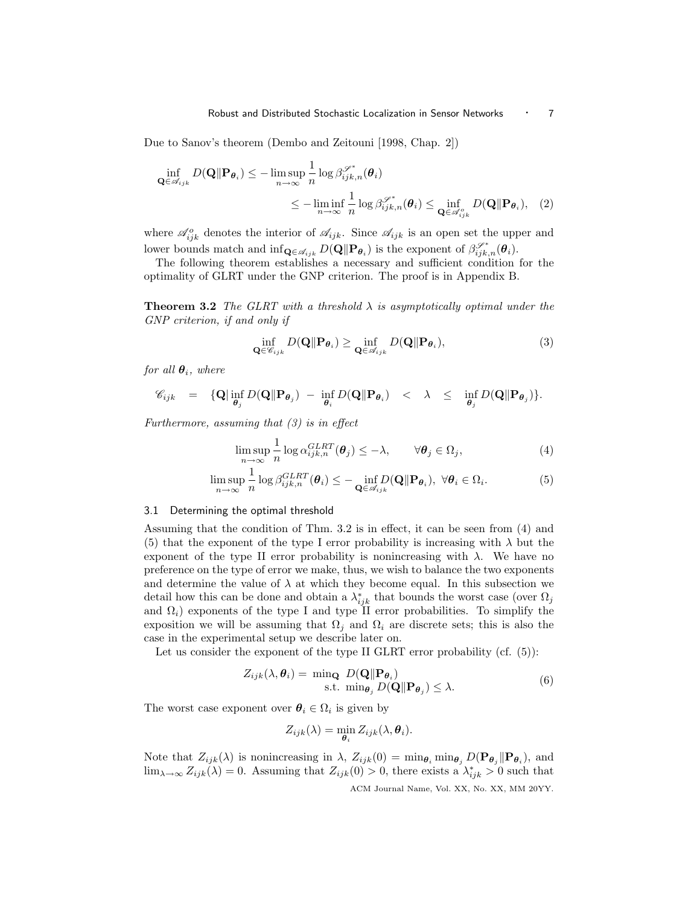Due to Sanov's theorem (Dembo and Zeitouni [1998, Chap. 2])

$$\inf_{\mathbf{Q}\in\mathscr{A}_{ijk}} D(\mathbf{Q}\|\mathbf{P}_{\boldsymbol{\theta}_i}) \leq -\limsup_{n\to\infty}\frac{1}{n}\log\beta_{ijk,n}^{\mathscr{S}^*}(\boldsymbol{\theta}_i)$$
$$\leq -\liminf_{n\to\infty}\frac{1}{n}\log\beta_{ijk,n}^{\mathscr{S}^*}(\boldsymbol{\theta}_i) \leq \inf_{\mathbf{Q}\in\mathscr{A}_{ijk}^o} D(\mathbf{Q}\|\mathbf{P}_{\boldsymbol{\theta}_i}), \quad (2)$$

where $\mathscr{A}_{ijk}^o$ denotes the interior of $\mathscr{A}_{ijk}$. Since $\mathscr{A}_{ijk}$ is an open set the upper and lower bounds match and $\inf_{\mathbf{Q}\in\mathscr{A}_{ijk}} D(\mathbf{Q}\|\mathbf{P}_{\boldsymbol{\theta}_i})$ is the exponent of $\beta_{ijk,n}^{\mathscr{S}^*}(\boldsymbol{\theta}_i)$.

The following theorem establishes a necessary and sufficient condition for the optimality of GLRT under the GNP criterion. The proof is in Appendix B.

**Theorem 3.2** *The GLRT with a threshold $\lambda$ is asymptotically optimal under the GNP criterion, if and only if*

$$\inf_{\mathbf{Q}\in\mathscr{C}_{ijk}} D(\mathbf{Q}\|\mathbf{P}_{\boldsymbol{\theta}_i}) \geq \inf_{\mathbf{Q}\in\mathscr{A}_{ijk}} D(\mathbf{Q}\|\mathbf{P}_{\boldsymbol{\theta}_i}), \quad (3)$$

*for all $\boldsymbol{\theta}_i$, where*

$$\mathscr{C}_{ijk} = \{\mathbf{Q}|\inf_{\boldsymbol{\theta}_j} D(\mathbf{Q}\|\mathbf{P}_{\boldsymbol{\theta}_j}) - \inf_{\boldsymbol{\theta}_i} D(\mathbf{Q}\|\mathbf{P}_{\boldsymbol{\theta}_i}) < \lambda \leq \inf_{\boldsymbol{\theta}_j} D(\mathbf{Q}\|\mathbf{P}_{\boldsymbol{\theta}_j})\}.$$

*Furthermore, assuming that (3) is in effect*

$$\limsup_{n\to\infty}\frac{1}{n}\log\alpha_{ijk,n}^{GLRT}(\boldsymbol{\theta}_j) \leq -\lambda, \qquad \forall\boldsymbol{\theta}_j\in\Omega_j, \quad (4)$$

$$\limsup_{n\to\infty}\frac{1}{n}\log\beta_{ijk,n}^{GLRT}(\boldsymbol{\theta}_i) \leq -\inf_{\mathbf{Q}\in\mathscr{A}_{ijk}} D(\mathbf{Q}\|\mathbf{P}_{\boldsymbol{\theta}_i}),\ \forall\boldsymbol{\theta}_i\in\Omega_i. \quad (5)$$

### 3.1 Determining the optimal threshold

Assuming that the condition of Thm. 3.2 is in effect, it can be seen from (4) and (5) that the exponent of the type I error probability is increasing with $\lambda$ but the exponent of the type II error probability is nonincreasing with $\lambda$. We have no preference on the type of error we make, thus, we wish to balance the two exponents and determine the value of $\lambda$ at which they become equal. In this subsection we detail how this can be done and obtain a $\lambda_{ijk}^*$ that bounds the worst case (over $\Omega_j$ and $\Omega_i$) exponents of the type I and type II error probabilities. To simplify the exposition we will be assuming that $\Omega_j$ and $\Omega_i$ are discrete sets; this is also the case in the experimental setup we describe later on.

Let us consider the exponent of the type II GLRT error probability (cf. (5)):

$$\begin{aligned} Z_{ijk}(\lambda,\boldsymbol{\theta}_i) = \ & \min_{\mathbf{Q}} \ D(\mathbf{Q}\|\mathbf{P}_{\boldsymbol{\theta}_i}) \\ & \text{s.t. } \min_{\boldsymbol{\theta}_j} D(\mathbf{Q}\|\mathbf{P}_{\boldsymbol{\theta}_j}) \leq \lambda. \end{aligned} \quad (6)$$

The worst case exponent over $\boldsymbol{\theta}_i\in\Omega_i$ is given by

$$Z_{ijk}(\lambda) = \min_{\boldsymbol{\theta}_i} Z_{ijk}(\lambda,\boldsymbol{\theta}_i).$$

Note that $Z_{ijk}(\lambda)$ is nonincreasing in $\lambda$, $Z_{ijk}(0) = \min_{\boldsymbol{\theta}_i}\min_{\boldsymbol{\theta}_j} D(\mathbf{P}_{\boldsymbol{\theta}_j}\|\mathbf{P}_{\boldsymbol{\theta}_i})$, and $\lim_{\lambda\to\infty} Z_{ijk}(\lambda) = 0$. Assuming that $Z_{ijk}(0) > 0$, there exists a $\lambda_{ijk}^* > 0$ such that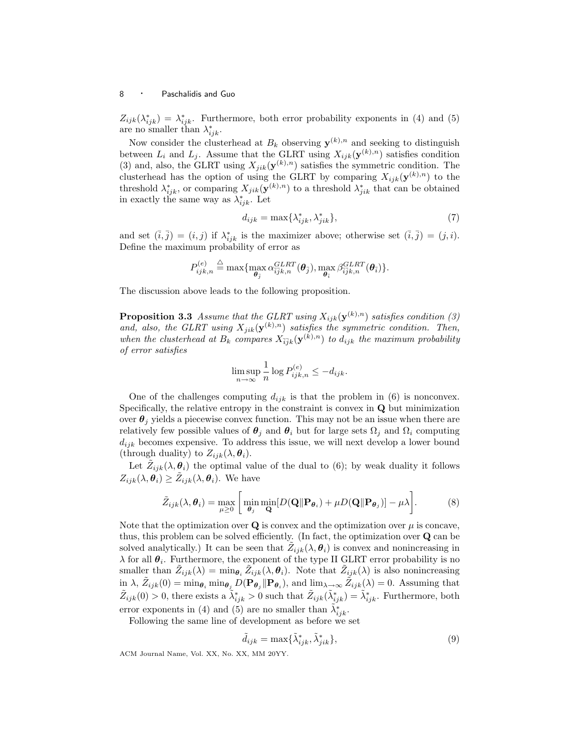$Z_{ijk}(\lambda^*_{ijk}) = \lambda^*_{ijk}$. Furthermore, both error probability exponents in (4) and (5) are no smaller than $\lambda^*_{ijk}$.

Now consider the clusterhead at $B_k$ observing $\mathbf{y}^{(k),n}$ and seeking to distinguish between $L_i$ and $L_j$. Assume that the GLRT using $X_{ijk}(\mathbf{y}^{(k),n})$ satisfies condition (3) and, also, the GLRT using $X_{jik}(\mathbf{y}^{(k),n})$ satisfies the symmetric condition. The clusterhead has the option of using the GLRT by comparing $X_{ijk}(\mathbf{y}^{(k),n})$ to the threshold $\lambda^*_{ijk}$, or comparing $X_{jik}(\mathbf{y}^{(k),n})$ to a threshold $\lambda^*_{jik}$ that can be obtained in exactly the same way as $\lambda^*_{ijk}$. Let

$$d_{ijk} = \max\{\lambda^*_{ijk}, \lambda^*_{jik}\}, \tag{7}$$

and set $(\bar{i}, \bar{j}) = (i, j)$ if $\lambda^*_{ijk}$ is the maximizer above; otherwise set $(\bar{i}, \bar{j}) = (j, i)$. Define the maximum probability of error as

$$P^{(e)}_{ijk,n} \stackrel{\triangle}{=} \max\{\max_{\boldsymbol{\theta}_{\bar{j}}} \alpha^{GLRT}_{\bar{i}\bar{j}k,n}(\boldsymbol{\theta}_{\bar{j}}), \max_{\boldsymbol{\theta}_{\bar{i}}} \beta^{GLRT}_{\bar{i}\bar{j}k,n}(\boldsymbol{\theta}_{\bar{i}})\}.$$

The discussion above leads to the following proposition.

**Proposition 3.3** *Assume that the GLRT using $X_{ijk}(\mathbf{y}^{(k),n})$ satisfies condition (3) and, also, the GLRT using $X_{jik}(\mathbf{y}^{(k),n})$ satisfies the symmetric condition. Then, when the clusterhead at $B_k$ compares $X_{\bar{i}\bar{j}k}(\mathbf{y}^{(k),n})$ to $d_{ijk}$ the maximum probability of error satisfies*

$$\limsup_{n\to\infty} \frac{1}{n} \log P^{(e)}_{ijk,n} \leq -d_{ijk}.$$

One of the challenges computing $d_{ijk}$ is that the problem in (6) is nonconvex. Specifically, the relative entropy in the constraint is convex in $\mathbf{Q}$ but minimization over $\boldsymbol{\theta}_j$ yields a piecewise convex function. This may not be an issue when there are relatively few possible values of $\boldsymbol{\theta}_j$ and $\boldsymbol{\theta}_i$ but for large sets $\Omega_j$ and $\Omega_i$ computing $d_{ijk}$ becomes expensive. To address this issue, we will next develop a lower bound (through duality) to $Z_{ijk}(\lambda, \boldsymbol{\theta}_i)$.

Let $\tilde{Z}_{ijk}(\lambda, \boldsymbol{\theta}_i)$ the optimal value of the dual to (6); by weak duality it follows $Z_{ijk}(\lambda, \boldsymbol{\theta}_i) \geq \tilde{Z}_{ijk}(\lambda, \boldsymbol{\theta}_i)$. We have

$$\tilde{Z}_{ijk}(\lambda, \boldsymbol{\theta}_i) = \max_{\mu \geq 0} \left[ \min_{\boldsymbol{\theta}_j} \min_{\mathbf{Q}} [D(\mathbf{Q} \| \mathbf{P}_{\boldsymbol{\theta}_i}) + \mu D(\mathbf{Q} \| \mathbf{P}_{\boldsymbol{\theta}_j})] - \mu\lambda \right]. \tag{8}$$

Note that the optimization over $\mathbf{Q}$ is convex and the optimization over $\mu$ is concave, thus, this problem can be solved efficiently. (In fact, the optimization over $\mathbf{Q}$ can be solved analytically.) It can be seen that $\tilde{Z}_{ijk}(\lambda, \boldsymbol{\theta}_i)$ is convex and nonincreasing in $\lambda$ for all $\boldsymbol{\theta}_i$. Furthermore, the exponent of the type II GLRT error probability is no smaller than $\tilde{Z}_{ijk}(\lambda) = \min_{\boldsymbol{\theta}_i} \tilde{Z}_{ijk}(\lambda, \boldsymbol{\theta}_i)$. Note that $\tilde{Z}_{ijk}(\lambda)$ is also nonincreasing in $\lambda$, $\tilde{Z}_{ijk}(0) = \min_{\boldsymbol{\theta}_i} \min_{\boldsymbol{\theta}_j} D(\mathbf{P}_{\boldsymbol{\theta}_j} \| \mathbf{P}_{\boldsymbol{\theta}_i})$, and $\lim_{\lambda\to\infty} \tilde{Z}_{ijk}(\lambda) = 0$. Assuming that $\tilde{Z}_{ijk}(0) > 0$, there exists a $\tilde{\lambda}^*_{ijk} > 0$ such that $\tilde{Z}_{ijk}(\tilde{\lambda}^*_{ijk}) = \tilde{\lambda}^*_{ijk}$. Furthermore, both error exponents in (4) and (5) are no smaller than $\tilde{\lambda}^*_{ijk}$.

Following the same line of development as before we set

$$\tilde{d}_{ijk} = \max\{\tilde{\lambda}^*_{ijk}, \tilde{\lambda}^*_{jik}\}, \tag{9}$$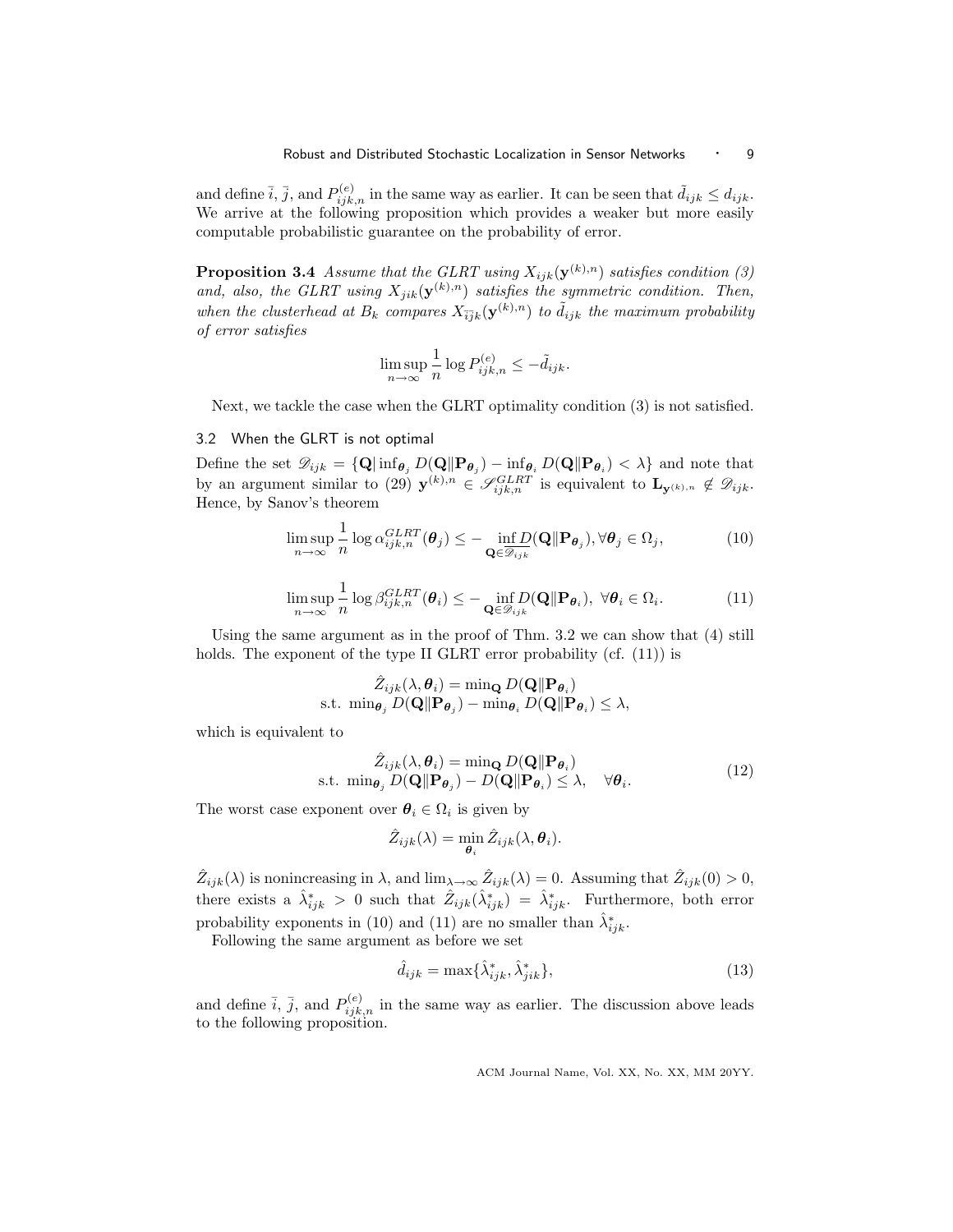and define $\bar{i}$, $\bar{j}$, and $P^{(e)}_{ijk,n}$ in the same way as earlier. It can be seen that $\tilde{d}_{ijk} \leq d_{ijk}$. We arrive at the following proposition which provides a weaker but more easily computable probabilistic guarantee on the probability of error.

**Proposition 3.4** *Assume that the GLRT using $X_{ijk}(\mathbf{y}^{(k),n})$ satisfies condition (3) and, also, the GLRT using $X_{jik}(\mathbf{y}^{(k),n})$ satisfies the symmetric condition. Then, when the clusterhead at $B_k$ compares $X_{\bar{i}\bar{j}k}(\mathbf{y}^{(k),n})$ to $\tilde{d}_{ijk}$ the maximum probability of error satisfies*

$$\limsup_{n\to\infty} \frac{1}{n} \log P^{(e)}_{ijk,n} \leq -\tilde{d}_{ijk}.$$

Next, we tackle the case when the GLRT optimality condition (3) is not satisfied.

### 3.2 When the GLRT is not optimal

Define the set $\mathscr{D}_{ijk} = \{\mathbf{Q} | \inf_{\boldsymbol{\theta}_j} D(\mathbf{Q}\|\mathbf{P}_{\boldsymbol{\theta}_j}) - \inf_{\boldsymbol{\theta}_i} D(\mathbf{Q}\|\mathbf{P}_{\boldsymbol{\theta}_i}) < \lambda\}$ and note that by an argument similar to (29) $\mathbf{y}^{(k),n} \in \mathscr{S}^{GLRT}_{ijk,n}$ is equivalent to $\mathbf{L}_{\mathbf{y}^{(k),n}} \notin \mathscr{D}_{ijk}$. Hence, by Sanov's theorem

$$\limsup_{n\to\infty} \frac{1}{n} \log \alpha^{GLRT}_{ijk,n}(\boldsymbol{\theta}_j) \leq - \inf_{\mathbf{Q}\in\overline{\mathscr{D}_{ijk}}} D(\mathbf{Q}\|\mathbf{P}_{\boldsymbol{\theta}_j}), \forall \boldsymbol{\theta}_j \in \Omega_j, \tag{10}$$

$$\limsup_{n\to\infty} \frac{1}{n} \log \beta^{GLRT}_{ijk,n}(\boldsymbol{\theta}_i) \leq - \inf_{\mathbf{Q}\in\mathscr{D}_{ijk}} D(\mathbf{Q}\|\mathbf{P}_{\boldsymbol{\theta}_i}), \ \forall \boldsymbol{\theta}_i \in \Omega_i. \tag{11}$$

Using the same argument as in the proof of Thm. 3.2 we can show that (4) still holds. The exponent of the type II GLRT error probability (cf. (11)) is

$$\begin{aligned} \hat{Z}_{ijk}(\lambda, \boldsymbol{\theta}_i) &= \min_{\mathbf{Q}} D(\mathbf{Q}\|\mathbf{P}_{\boldsymbol{\theta}_i}) \\ \text{s.t. } \min_{\boldsymbol{\theta}_j} D(\mathbf{Q}\|\mathbf{P}_{\boldsymbol{\theta}_j}) &- \min_{\boldsymbol{\theta}_i} D(\mathbf{Q}\|\mathbf{P}_{\boldsymbol{\theta}_i}) \leq \lambda, \end{aligned}$$

which is equivalent to

$$\begin{aligned} \hat{Z}_{ijk}(\lambda, \boldsymbol{\theta}_i) &= \min_{\mathbf{Q}} D(\mathbf{Q}\|\mathbf{P}_{\boldsymbol{\theta}_i}) \\ \text{s.t. } \min_{\boldsymbol{\theta}_j} D(\mathbf{Q}\|\mathbf{P}_{\boldsymbol{\theta}_j}) &- D(\mathbf{Q}\|\mathbf{P}_{\boldsymbol{\theta}_i}) \leq \lambda, \quad \forall \boldsymbol{\theta}_i. \end{aligned} \tag{12}$$

The worst case exponent over $\boldsymbol{\theta}_i \in \Omega_i$ is given by

$$\hat{Z}_{ijk}(\lambda) = \min_{\boldsymbol{\theta}_i} \hat{Z}_{ijk}(\lambda, \boldsymbol{\theta}_i).$$

$\hat{Z}_{ijk}(\lambda)$ is nonincreasing in $\lambda$, and $\lim_{\lambda\to\infty} \hat{Z}_{ijk}(\lambda) = 0$. Assuming that $\hat{Z}_{ijk}(0) > 0$, there exists a $\hat{\lambda}^*_{ijk} > 0$ such that $\hat{Z}_{ijk}(\hat{\lambda}^*_{ijk}) = \hat{\lambda}^*_{ijk}$. Furthermore, both error probability exponents in (10) and (11) are no smaller than $\hat{\lambda}^*_{ijk}$.

Following the same argument as before we set

$$\hat{d}_{ijk} = \max\{\hat{\lambda}^*_{ijk}, \hat{\lambda}^*_{jik}\}, \tag{13}$$

and define $\bar{i}$, $\bar{j}$, and $P^{(e)}_{ijk,n}$ in the same way as earlier. The discussion above leads to the following proposition.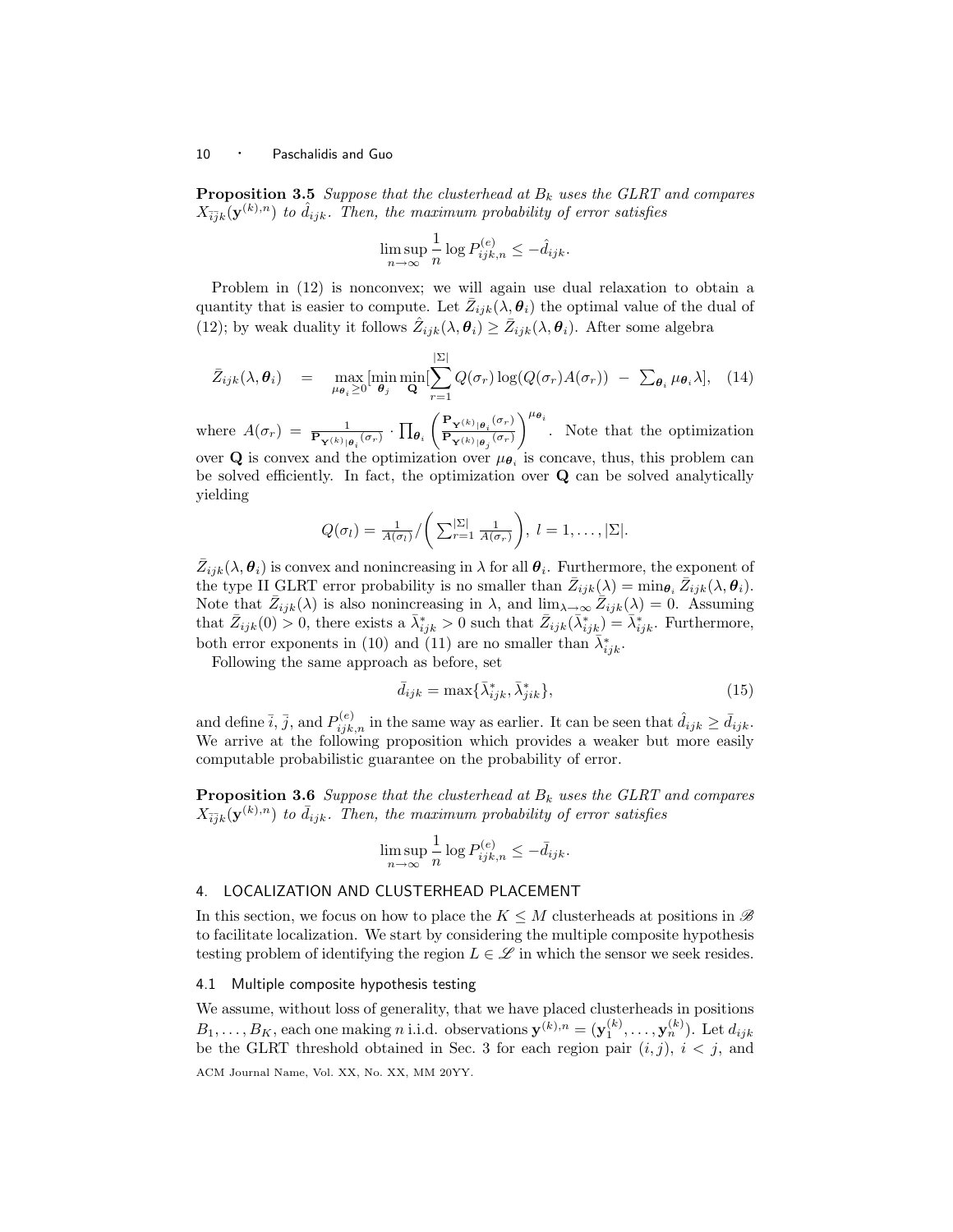**Proposition 3.5** *Suppose that the clusterhead at $B_k$ uses the GLRT and compares $X_{\bar{i}\bar{j}k}(\mathbf{y}^{(k),n})$ to $\hat{d}_{ijk}$. Then, the maximum probability of error satisfies*

$$\limsup_{n\to\infty} \frac{1}{n} \log P^{(e)}_{ijk,n} \leq -\hat{d}_{ijk}.$$

Problem in (12) is nonconvex; we will again use dual relaxation to obtain a quantity that is easier to compute. Let $\bar{Z}_{ijk}(\lambda, \boldsymbol{\theta}_i)$ the optimal value of the dual of (12); by weak duality it follows $\hat{Z}_{ijk}(\lambda, \boldsymbol{\theta}_i) \geq \bar{Z}_{ijk}(\lambda, \boldsymbol{\theta}_i)$. After some algebra

$$\bar{Z}_{ijk}(\lambda, \boldsymbol{\theta}_i) \quad = \quad \max_{\mu_{\boldsymbol{\theta}_i}\geq 0} [\min_{\boldsymbol{\theta}_j} \min_{\mathbf{Q}} [\sum_{r=1}^{|\Sigma|} Q(\sigma_r) \log(Q(\sigma_r) A(\sigma_r)) \;-\; \textstyle\sum_{\boldsymbol{\theta}_i} \mu_{\boldsymbol{\theta}_i} \lambda], \quad (14)$$

where $A(\sigma_r) = \frac{1}{\mathbf{P}_{\mathbf{Y}^{(k)}|\boldsymbol{\theta}_i}(\sigma_r)} \cdot \prod_{\boldsymbol{\theta}_i} \left( \frac{\mathbf{P}_{\mathbf{Y}^{(k)}|\boldsymbol{\theta}_i}(\sigma_r)}{\mathbf{P}_{\mathbf{Y}^{(k)}|\boldsymbol{\theta}_j}(\sigma_r)} \right)^{\mu_{\boldsymbol{\theta}_i}}$. Note that the optimization over $\mathbf{Q}$ is convex and the optimization over $\mu_{\boldsymbol{\theta}_i}$ is concave, thus, this problem can be solved efficiently. In fact, the optimization over $\mathbf{Q}$ can be solved analytically yielding

$$Q(\sigma_l) = \tfrac{1}{A(\sigma_l)} / \left( \textstyle\sum_{r=1}^{|\Sigma|} \frac{1}{A(\sigma_r)} \right), \; l = 1, \ldots, |\Sigma|.$$

$\bar{Z}_{ijk}(\lambda, \boldsymbol{\theta}_i)$ is convex and nonincreasing in $\lambda$ for all $\boldsymbol{\theta}_i$. Furthermore, the exponent of the type II GLRT error probability is no smaller than $\bar{Z}_{ijk}(\lambda) = \min_{\boldsymbol{\theta}_i} \bar{Z}_{ijk}(\lambda, \boldsymbol{\theta}_i)$. Note that $\bar{Z}_{ijk}(\lambda)$ is also nonincreasing in $\lambda$, and $\lim_{\lambda\to\infty} \bar{Z}_{ijk}(\lambda) = 0$. Assuming that $\bar{Z}_{ijk}(0) > 0$, there exists a $\bar{\lambda}^*_{ijk} > 0$ such that $\bar{Z}_{ijk}(\bar{\lambda}^*_{ijk}) = \bar{\lambda}^*_{ijk}$. Furthermore, both error exponents in (10) and (11) are no smaller than $\bar{\lambda}^*_{ijk}$.

Following the same approach as before, set

$$\bar{d}_{ijk} = \max\{\bar{\lambda}^*_{ijk}, \bar{\lambda}^*_{jik}\}, \quad (15)$$

and define $\bar{i}$, $\bar{j}$, and $P^{(e)}_{ijk,n}$ in the same way as earlier. It can be seen that $\hat{d}_{ijk} \geq \bar{d}_{ijk}$. We arrive at the following proposition which provides a weaker but more easily computable probabilistic guarantee on the probability of error.

**Proposition 3.6** *Suppose that the clusterhead at $B_k$ uses the GLRT and compares $X_{\bar{i}\bar{j}k}(\mathbf{y}^{(k),n})$ to $\bar{d}_{ijk}$. Then, the maximum probability of error satisfies*

$$\limsup_{n\to\infty} \frac{1}{n} \log P^{(e)}_{ijk,n} \leq -\bar{d}_{ijk}.$$

## 4. LOCALIZATION AND CLUSTERHEAD PLACEMENT

In this section, we focus on how to place the $K \leq M$ clusterheads at positions in $\mathscr{B}$ to facilitate localization. We start by considering the multiple composite hypothesis testing problem of identifying the region $L \in \mathscr{L}$ in which the sensor we seek resides.

### 4.1 Multiple composite hypothesis testing

We assume, without loss of generality, that we have placed clusterheads in positions $B_1, \ldots, B_K$, each one making $n$ i.i.d. observations $\mathbf{y}^{(k),n} = (\mathbf{y}^{(k)}_1, \ldots, \mathbf{y}^{(k)}_n)$. Let $d_{ijk}$ be the GLRT threshold obtained in Sec. 3 for each region pair $(i, j)$, $i < j$, and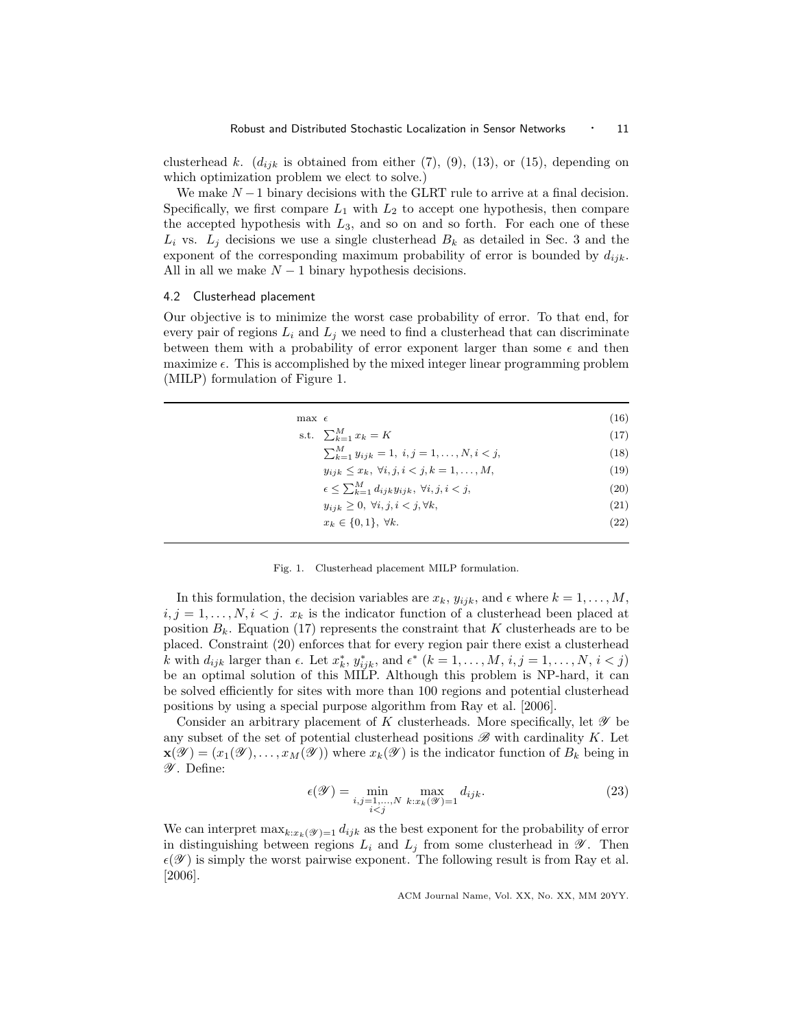clusterhead $k$. ($d_{ijk}$ is obtained from either (7), (9), (13), or (15), depending on which optimization problem we elect to solve.)

We make $N-1$ binary decisions with the GLRT rule to arrive at a final decision. Specifically, we first compare $L_1$ with $L_2$ to accept one hypothesis, then compare the accepted hypothesis with $L_3$, and so on and so forth. For each one of these $L_i$ vs. $L_j$ decisions we use a single clusterhead $B_k$ as detailed in Sec. 3 and the exponent of the corresponding maximum probability of error is bounded by $d_{ijk}$. All in all we make $N-1$ binary hypothesis decisions.

### 4.2 Clusterhead placement

Our objective is to minimize the worst case probability of error. To that end, for every pair of regions $L_i$ and $L_j$ we need to find a clusterhead that can discriminate between them with a probability of error exponent larger than some $\epsilon$ and then maximize $\epsilon$. This is accomplished by the mixed integer linear programming problem (MILP) formulation of Figure 1.

$$
\begin{aligned}
\max \ & \epsilon && (16)\\
\text{s.t.} \ & \textstyle\sum_{k=1}^{M} x_k = K && (17)\\
& \textstyle\sum_{k=1}^{M} y_{ijk} = 1, \ i,j = 1,\ldots,N, i<j, && (18)\\
& y_{ijk} \leq x_k, \ \forall i,j, i<j, k=1,\ldots,M, && (19)\\
& \epsilon \leq \textstyle\sum_{k=1}^{M} d_{ijk} y_{ijk}, \ \forall i,j, i<j, && (20)\\
& y_{ijk} \geq 0, \ \forall i,j, i<j, \forall k, && (21)\\
& x_k \in \{0,1\}, \ \forall k. && (22)
\end{aligned}
$$

Fig. 1. Clusterhead placement MILP formulation.

In this formulation, the decision variables are $x_k$, $y_{ijk}$, and $\epsilon$ where $k=1,\ldots,M$, $i,j=1,\ldots,N, i<j$. $x_k$ is the indicator function of a clusterhead been placed at position $B_k$. Equation (17) represents the constraint that $K$ clusterheads are to be placed. Constraint (20) enforces that for every region pair there exist a clusterhead $k$ with $d_{ijk}$ larger than $\epsilon$. Let $x_k^*$, $y_{ijk}^*$, and $\epsilon^*$ ($k=1,\ldots,M$, $i,j=1,\ldots,N$, $i<j$) be an optimal solution of this MILP. Although this problem is NP-hard, it can be solved efficiently for sites with more than 100 regions and potential clusterhead positions by using a special purpose algorithm from Ray et al. [2006].

Consider an arbitrary placement of $K$ clusterheads. More specifically, let $\mathscr{Y}$ be any subset of the set of potential clusterhead positions $\mathscr{B}$ with cardinality $K$. Let $\mathbf{x}(\mathscr{Y}) = (x_1(\mathscr{Y}),\ldots,x_M(\mathscr{Y}))$ where $x_k(\mathscr{Y})$ is the indicator function of $B_k$ being in $\mathscr{Y}$. Define:

$$\epsilon(\mathscr{Y}) = \min_{\substack{i,j=1,\ldots,N\\ i<j}} \max_{k:x_k(\mathscr{Y})=1} d_{ijk}. \tag{23}$$

We can interpret $\max_{k:x_k(\mathscr{Y})=1} d_{ijk}$ as the best exponent for the probability of error in distinguishing between regions $L_i$ and $L_j$ from some clusterhead in $\mathscr{Y}$. Then $\epsilon(\mathscr{Y})$ is simply the worst pairwise exponent. The following result is from Ray et al. [2006].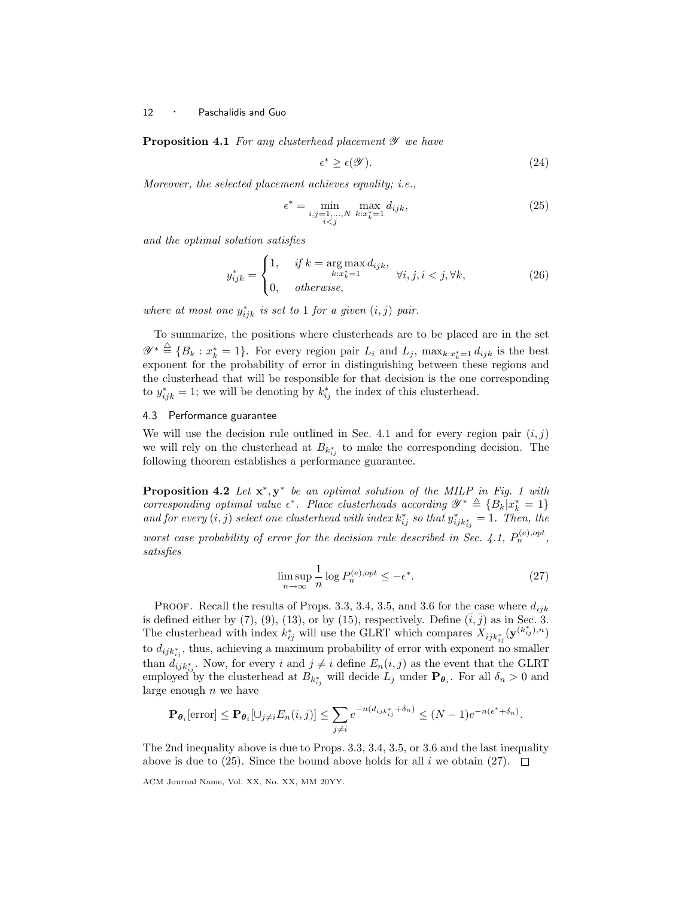**Proposition 4.1** *For any clusterhead placement $\mathscr{Y}$ we have*

$$\epsilon^* \geq \epsilon(\mathscr{Y}). \tag{24}$$

*Moreover, the selected placement achieves equality; i.e.,*

$$\epsilon^* = \min_{\substack{i,j=1,\ldots,N \\ i<j}} \max_{k:x_k^*=1} d_{ijk}, \tag{25}$$

*and the optimal solution satisfies*

$$y_{ijk}^* = \begin{cases} 1, & \text{if } k = \arg\max\limits_{k:x_k^*=1} d_{ijk}, \\ 0, & \text{otherwise}, \end{cases} \quad \forall i,j, i<j, \forall k, \tag{26}$$

*where at most one $y_{ijk}^*$ is set to 1 for a given $(i,j)$ pair.*

To summarize, the positions where clusterheads are to be placed are in the set $\mathscr{Y}^* \triangleq \{B_k : x_k^* = 1\}$. For every region pair $L_i$ and $L_j$, $\max_{k:x_k^*=1} d_{ijk}$ is the best exponent for the probability of error in distinguishing between these regions and the clusterhead that will be responsible for that decision is the one corresponding to $y_{ijk}^* = 1$; we will be denoting by $k_{ij}^*$ the index of this clusterhead.

### 4.3 Performance guarantee

We will use the decision rule outlined in Sec. 4.1 and for every region pair $(i,j)$ we will rely on the clusterhead at $B_{k_{ij}^*}$ to make the corresponding decision. The following theorem establishes a performance guarantee.

**Proposition 4.2** *Let $\mathbf{x}^*, \mathbf{y}^*$ be an optimal solution of the MILP in Fig. 1 with corresponding optimal value $\epsilon^*$. Place clusterheads according $\mathscr{Y}^* \triangleq \{B_k | x_k^* = 1\}$ and for every $(i,j)$ select one clusterhead with index $k_{ij}^*$ so that $y_{ijk_{ij}^*}^* = 1$. Then, the worst case probability of error for the decision rule described in Sec. 4.1, $P_n^{(e),opt}$, satisfies*

$$\limsup_{n\to\infty} \frac{1}{n} \log P_n^{(e),opt} \leq -\epsilon^*. \tag{27}$$

Proof. Recall the results of Props. 3.3, 3.4, 3.5, and 3.6 for the case where $d_{ijk}$ is defined either by (7), (9), (13), or by (15), respectively. Define $(\bar{i},\bar{j})$ as in Sec. 3. The clusterhead with index $k_{ij}^*$ will use the GLRT which compares $X_{\bar{i}\bar{j}k_{ij}^*}(\mathbf{y}^{(k_{ij}^*),n})$ to $d_{ijk_{ij}^*}$, thus, achieving a maximum probability of error with exponent no smaller than $d_{ijk_{ij}^*}$. Now, for every $i$ and $j \neq i$ define $E_n(i,j)$ as the event that the GLRT employed by the clusterhead at $B_{k_{ij}^*}$ will decide $L_j$ under $\mathbf{P}_{\boldsymbol{\theta}_i}$. For all $\delta_n > 0$ and large enough $n$ we have

$$\mathbf{P}_{\boldsymbol{\theta}_i}[\text{error}] \leq \mathbf{P}_{\boldsymbol{\theta}_i}[\cup_{j\neq i} E_n(i,j)] \leq \sum_{j\neq i} e^{-n(d_{ijk_{ij}^*}+\delta_n)} \leq (N-1)e^{-n(\epsilon^*+\delta_n)}.$$

The 2nd inequality above is due to Props. 3.3, 3.4, 3.5, or 3.6 and the last inequality above is due to (25). Since the bound above holds for all $i$ we obtain (27). □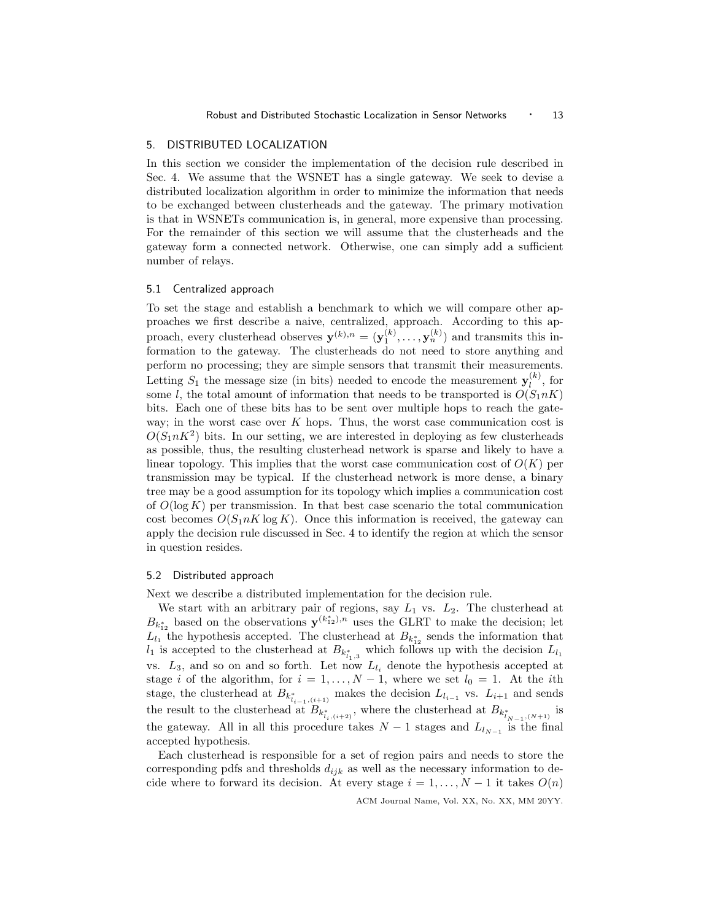## 5. DISTRIBUTED LOCALIZATION

In this section we consider the implementation of the decision rule described in Sec. 4. We assume that the WSNET has a single gateway. We seek to devise a distributed localization algorithm in order to minimize the information that needs to be exchanged between clusterheads and the gateway. The primary motivation is that in WSNETs communication is, in general, more expensive than processing. For the remainder of this section we will assume that the clusterheads and the gateway form a connected network. Otherwise, one can simply add a sufficient number of relays.

### 5.1 Centralized approach

To set the stage and establish a benchmark to which we will compare other approaches we first describe a naive, centralized, approach. According to this approach, every clusterhead observes $\mathbf{y}^{(k),n} = (\mathbf{y}_1^{(k)}, \ldots, \mathbf{y}_n^{(k)})$ and transmits this information to the gateway. The clusterheads do not need to store anything and perform no processing; they are simple sensors that transmit their measurements. Letting $S_1$ the message size (in bits) needed to encode the measurement $\mathbf{y}_l^{(k)}$, for some $l$, the total amount of information that needs to be transported is $O(S_1 nK)$ bits. Each one of these bits has to be sent over multiple hops to reach the gateway; in the worst case over $K$ hops. Thus, the worst case communication cost is $O(S_1 nK^2)$ bits. In our setting, we are interested in deploying as few clusterheads as possible, thus, the resulting clusterhead network is sparse and likely to have a linear topology. This implies that the worst case communication cost of $O(K)$ per transmission may be typical. If the clusterhead network is more dense, a binary tree may be a good assumption for its topology which implies a communication cost of $O(\log K)$ per transmission. In that best case scenario the total communication cost becomes $O(S_1 nK \log K)$. Once this information is received, the gateway can apply the decision rule discussed in Sec. 4 to identify the region at which the sensor in question resides.

### 5.2 Distributed approach

Next we describe a distributed implementation for the decision rule.

We start with an arbitrary pair of regions, say $L_1$ vs. $L_2$. The clusterhead at $B_{k_{12}^*}$ based on the observations $\mathbf{y}^{(k_{12}^*),n}$ uses the GLRT to make the decision; let $L_{l_1}$ the hypothesis accepted. The clusterhead at $B_{k_{12}^*}$ sends the information that $l_1$ is accepted to the clusterhead at $B_{k_{l_1,3}^*}$ which follows up with the decision $L_{l_1}$ vs. $L_3$, and so on and so forth. Let now $L_{l_i}$ denote the hypothesis accepted at stage $i$ of the algorithm, for $i = 1, \ldots, N-1$, where we set $l_0 = 1$. At the $i$th stage, the clusterhead at $B_{k_{l_{i-1},(i+1)}^*}$ makes the decision $L_{l_{i-1}}$ vs. $L_{i+1}$ and sends the result to the clusterhead at $B_{k_{l_i,(i+2)}^*}$, where the clusterhead at $B_{k_{l_{N-1},(N+1)}^*}$ is the gateway. All in all this procedure takes $N-1$ stages and $L_{l_{N-1}}$ is the final accepted hypothesis.

Each clusterhead is responsible for a set of region pairs and needs to store the corresponding pdfs and thresholds $d_{ijk}$ as well as the necessary information to decide where to forward its decision. At every stage $i = 1, \ldots, N-1$ it takes $O(n)$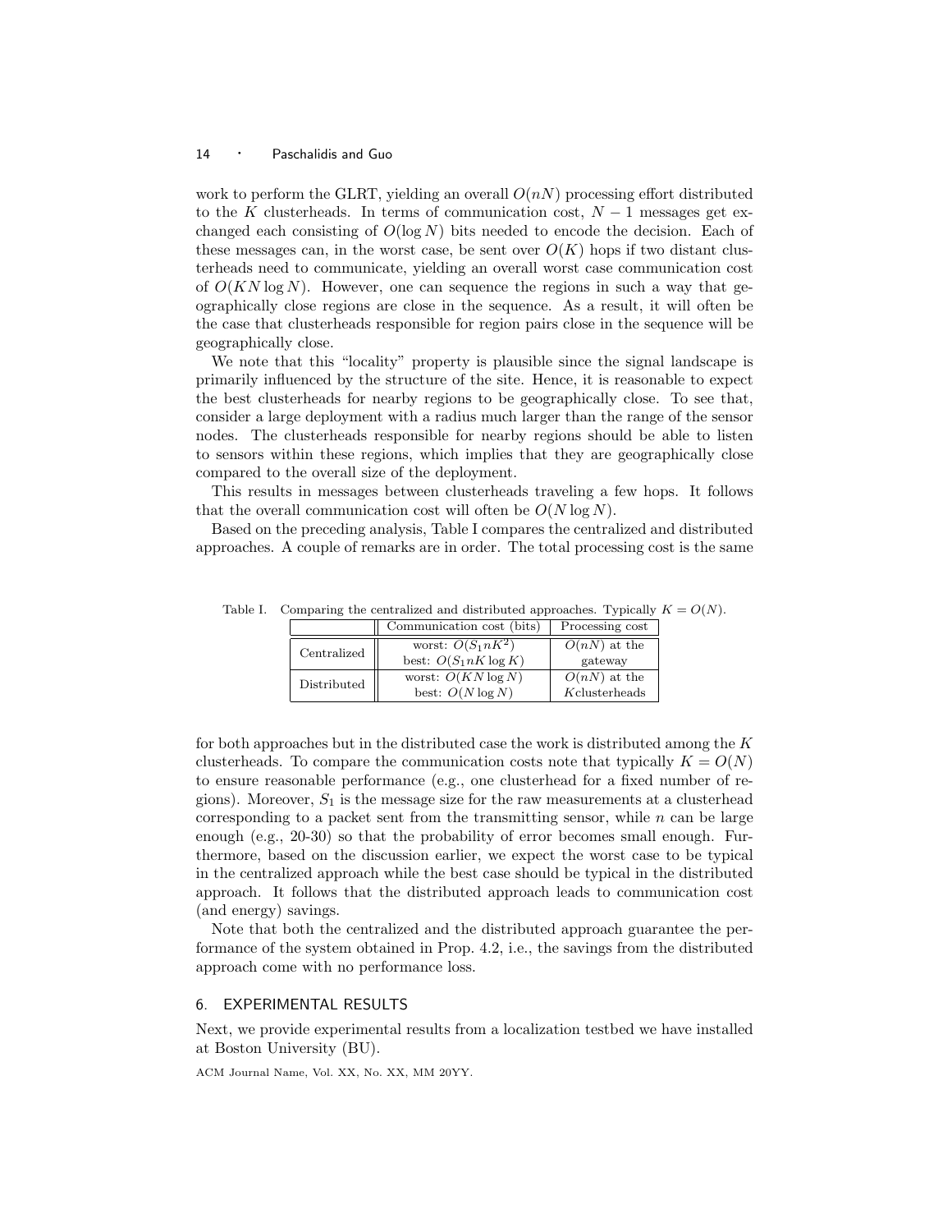work to perform the GLRT, yielding an overall $O(nN)$ processing effort distributed to the $K$ clusterheads. In terms of communication cost, $N-1$ messages get exchanged each consisting of $O(\log N)$ bits needed to encode the decision. Each of these messages can, in the worst case, be sent over $O(K)$ hops if two distant clusterheads need to communicate, yielding an overall worst case communication cost of $O(KN \log N)$. However, one can sequence the regions in such a way that geographically close regions are close in the sequence. As a result, it will often be the case that clusterheads responsible for region pairs close in the sequence will be geographically close.

We note that this "locality" property is plausible since the signal landscape is primarily influenced by the structure of the site. Hence, it is reasonable to expect the best clusterheads for nearby regions to be geographically close. To see that, consider a large deployment with a radius much larger than the range of the sensor nodes. The clusterheads responsible for nearby regions should be able to listen to sensors within these regions, which implies that they are geographically close compared to the overall size of the deployment.

This results in messages between clusterheads traveling a few hops. It follows that the overall communication cost will often be $O(N \log N)$.

Based on the preceding analysis, Table I compares the centralized and distributed approaches. A couple of remarks are in order. The total processing cost is the same for both approaches but in the distributed case the work is distributed among the $K$ clusterheads. To compare the communication costs note that typically $K = O(N)$ to ensure reasonable performance (e.g., one clusterhead for a fixed number of regions). Moreover, $S_1$ is the message size for the raw measurements at a clusterhead corresponding to a packet sent from the transmitting sensor, while $n$ can be large enough (e.g., 20-30) so that the probability of error becomes small enough. Furthermore, based on the discussion earlier, we expect the worst case to be typical in the centralized approach while the best case should be typical in the distributed approach. It follows that the distributed approach leads to communication cost (and energy) savings.

Table I. Comparing the centralized and distributed approaches. Typically $K = O(N)$.

| | Communication cost (bits) | Processing cost |
|---|---|---|
| Centralized | worst: $O(S_1 n K^2)$<br>best: $O(S_1 n K \log K)$ | $O(nN)$ at the gateway |
| Distributed | worst: $O(KN \log N)$<br>best: $O(N \log N)$ | $O(nN)$ at the $K$clusterheads |

Note that both the centralized and the distributed approach guarantee the performance of the system obtained in Prop. 4.2, i.e., the savings from the distributed approach come with no performance loss.

## 6. EXPERIMENTAL RESULTS

Next, we provide experimental results from a localization testbed we have installed at Boston University (BU).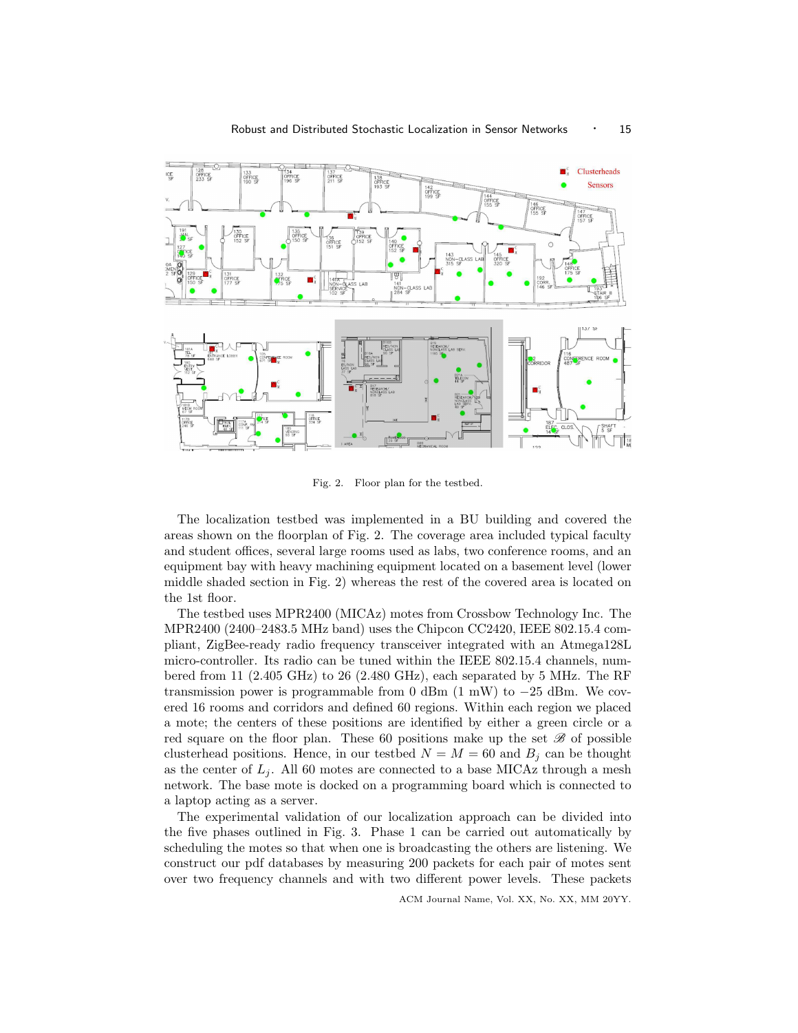Fig. 2. Floor plan for the testbed.

The localization testbed was implemented in a BU building and covered the areas shown on the floorplan of Fig. 2. The coverage area included typical faculty and student offices, several large rooms used as labs, two conference rooms, and an equipment bay with heavy machining equipment located on a basement level (lower middle shaded section in Fig. 2) whereas the rest of the covered area is located on the 1st floor.

The testbed uses MPR2400 (MICAz) motes from Crossbow Technology Inc. The MPR2400 (2400–2483.5 MHz band) uses the Chipcon CC2420, IEEE 802.15.4 compliant, ZigBee-ready radio frequency transceiver integrated with an Atmega128L micro-controller. Its radio can be tuned within the IEEE 802.15.4 channels, numbered from 11 (2.405 GHz) to 26 (2.480 GHz), each separated by 5 MHz. The RF transmission power is programmable from 0 dBm (1 mW) to −25 dBm. We covered 16 rooms and corridors and defined 60 regions. Within each region we placed a mote; the centers of these positions are identified by either a green circle or a red square on the floor plan. These 60 positions make up the set $\mathscr{B}$ of possible clusterhead positions. Hence, in our testbed $N = M = 60$ and $B_j$ can be thought as the center of $L_j$. All 60 motes are connected to a base MICAz through a mesh network. The base mote is docked on a programming board which is connected to a laptop acting as a server.

The experimental validation of our localization approach can be divided into the five phases outlined in Fig. 3. Phase 1 can be carried out automatically by scheduling the motes so that when one is broadcasting the others are listening. We construct our pdf databases by measuring 200 packets for each pair of motes sent over two frequency channels and with two different power levels. These packets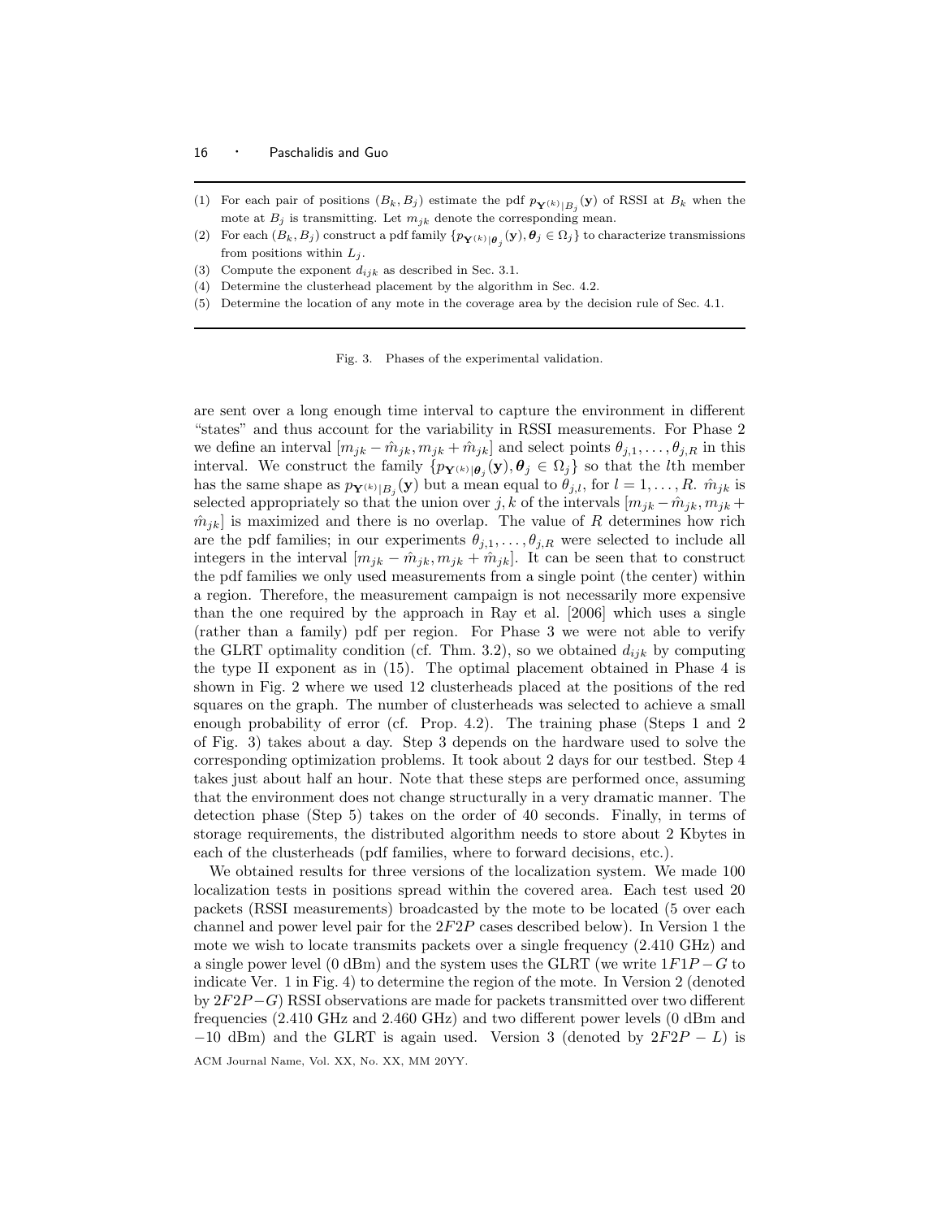(1) For each pair of positions $(B_k, B_j)$ estimate the pdf $p_{\mathbf{Y}^{(k)}|B_j}(\mathbf{y})$ of RSSI at $B_k$ when the mote at $B_j$ is transmitting. Let $m_{jk}$ denote the corresponding mean.
(2) For each $(B_k, B_j)$ construct a pdf family $\{p_{\mathbf{Y}^{(k)}|\boldsymbol{\theta}_j}(\mathbf{y}), \boldsymbol{\theta}_j \in \Omega_j\}$ to characterize transmissions from positions within $L_j$.
(3) Compute the exponent $d_{ijk}$ as described in Sec. 3.1.
(4) Determine the clusterhead placement by the algorithm in Sec. 4.2.
(5) Determine the location of any mote in the coverage area by the decision rule of Sec. 4.1.

Fig. 3. Phases of the experimental validation.

are sent over a long enough time interval to capture the environment in different "states" and thus account for the variability in RSSI measurements. For Phase 2 we define an interval $[m_{jk} - \hat{m}_{jk}, m_{jk} + \hat{m}_{jk}]$ and select points $\theta_{j,1}, \ldots, \theta_{j,R}$ in this interval. We construct the family $\{p_{\mathbf{Y}^{(k)}|\boldsymbol{\theta}_j}(\mathbf{y}), \boldsymbol{\theta}_j \in \Omega_j\}$ so that the $l$th member has the same shape as $p_{\mathbf{Y}^{(k)}|B_j}(\mathbf{y})$ but a mean equal to $\theta_{j,l}$, for $l = 1, \ldots, R$. $\hat{m}_{jk}$ is selected appropriately so that the union over $j, k$ of the intervals $[m_{jk} - \hat{m}_{jk}, m_{jk} + \hat{m}_{jk}]$ is maximized and there is no overlap. The value of $R$ determines how rich are the pdf families; in our experiments $\theta_{j,1}, \ldots, \theta_{j,R}$ were selected to include all integers in the interval $[m_{jk} - \hat{m}_{jk}, m_{jk} + \hat{m}_{jk}]$. It can be seen that to construct the pdf families we only used measurements from a single point (the center) within a region. Therefore, the measurement campaign is not necessarily more expensive than the one required by the approach in Ray et al. [2006] which uses a single (rather than a family) pdf per region. For Phase 3 we were not able to verify the GLRT optimality condition (cf. Thm. 3.2), so we obtained $d_{ijk}$ by computing the type II exponent as in (15). The optimal placement obtained in Phase 4 is shown in Fig. 2 where we used 12 clusterheads placed at the positions of the red squares on the graph. The number of clusterheads was selected to achieve a small enough probability of error (cf. Prop. 4.2). The training phase (Steps 1 and 2 of Fig. 3) takes about a day. Step 3 depends on the hardware used to solve the corresponding optimization problems. It took about 2 days for our testbed. Step 4 takes just about half an hour. Note that these steps are performed once, assuming that the environment does not change structurally in a very dramatic manner. The detection phase (Step 5) takes on the order of 40 seconds. Finally, in terms of storage requirements, the distributed algorithm needs to store about 2 Kbytes in each of the clusterheads (pdf families, where to forward decisions, etc.).

We obtained results for three versions of the localization system. We made 100 localization tests in positions spread within the covered area. Each test used 20 packets (RSSI measurements) broadcasted by the mote to be located (5 over each channel and power level pair for the $2F2P$ cases described below). In Version 1 the mote we wish to locate transmits packets over a single frequency (2.410 GHz) and a single power level (0 dBm) and the system uses the GLRT (we write $1F1P-G$ to indicate Ver. 1 in Fig. 4) to determine the region of the mote. In Version 2 (denoted by $2F2P-G$) RSSI observations are made for packets transmitted over two different frequencies (2.410 GHz and 2.460 GHz) and two different power levels (0 dBm and $-10$ dBm) and the GLRT is again used. Version 3 (denoted by $2F2P - L$) is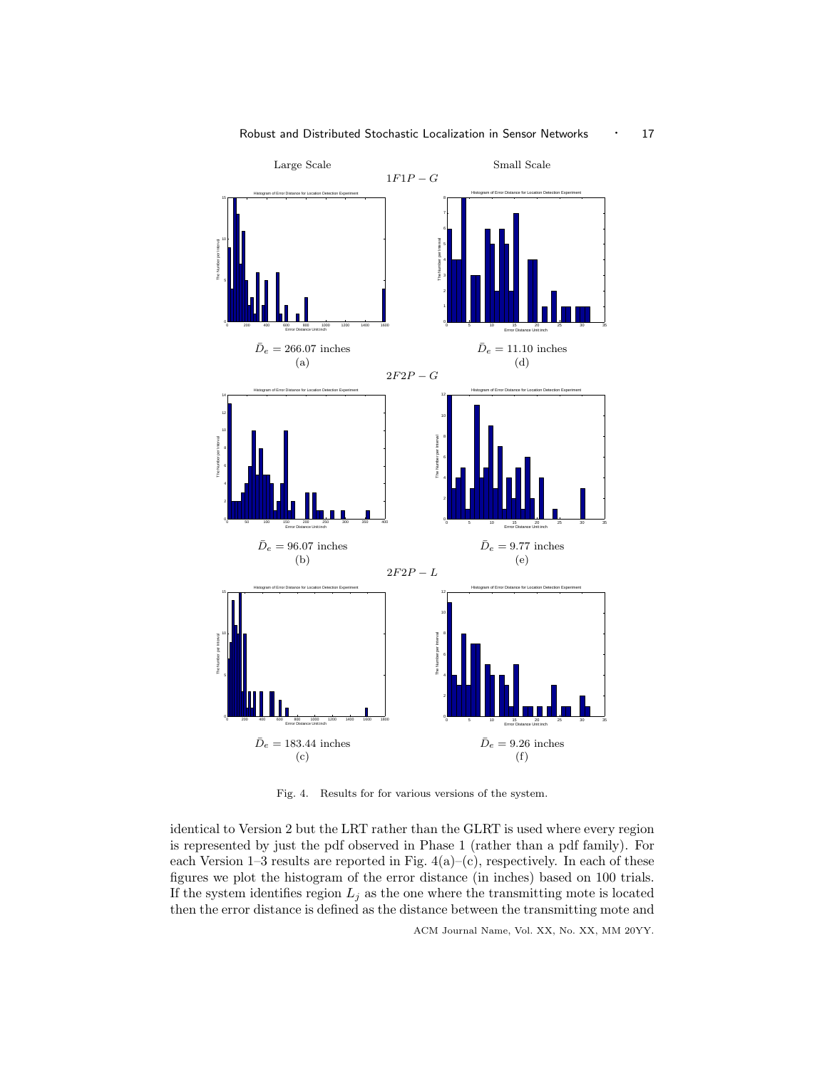Large Scale | Small Scale

$1F1P-G$

$\bar{D}_e = 266.07$ inches
(a)

$\bar{D}_e = 11.10$ inches
(d)

$2F2P-G$

$\bar{D}_e = 96.07$ inches
(b)

$\bar{D}_e = 9.77$ inches
(e)

$2F2P-L$

$\bar{D}_e = 183.44$ inches
(c)

$\bar{D}_e = 9.26$ inches
(f)

Fig. 4. Results for for various versions of the system.

identical to Version 2 but the LRT rather than the GLRT is used where every region is represented by just the pdf observed in Phase 1 (rather than a pdf family). For each Version 1–3 results are reported in Fig. 4(a)–(c), respectively. In each of these figures we plot the histogram of the error distance (in inches) based on 100 trials. If the system identifies region $L_j$ as the one where the transmitting mote is located then the error distance is defined as the distance between the transmitting mote and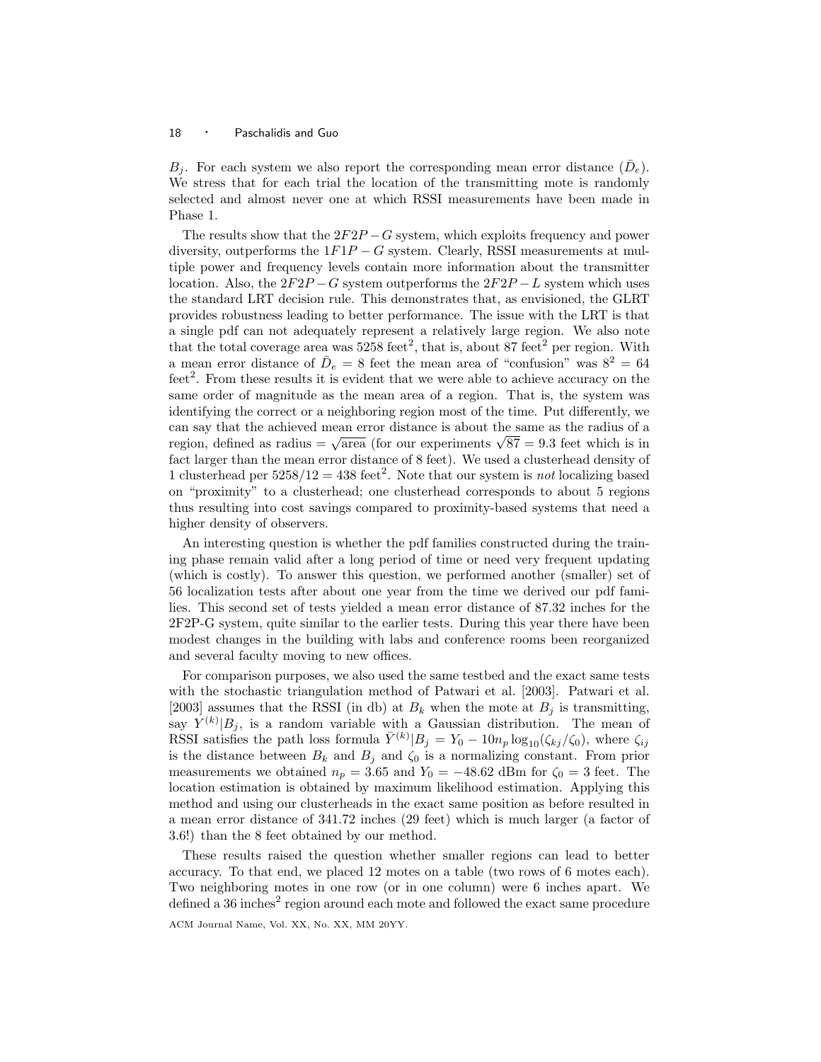$B_j$. For each system we also report the corresponding mean error distance ($\bar{D}_e$). We stress that for each trial the location of the transmitting mote is randomly selected and almost never one at which RSSI measurements have been made in Phase 1.

The results show that the $2F2P-G$ system, which exploits frequency and power diversity, outperforms the $1F1P-G$ system. Clearly, RSSI measurements at multiple power and frequency levels contain more information about the transmitter location. Also, the $2F2P-G$ system outperforms the $2F2P-L$ system which uses the standard LRT decision rule. This demonstrates that, as envisioned, the GLRT provides robustness leading to better performance. The issue with the LRT is that a single pdf can not adequately represent a relatively large region. We also note that the total coverage area was 5258 feet$^2$, that is, about 87 feet$^2$ per region. With a mean error distance of $\bar{D}_e = 8$ feet the mean area of "confusion" was $8^2 = 64$ feet$^2$. From these results it is evident that we were able to achieve accuracy on the same order of magnitude as the mean area of a region. That is, the system was identifying the correct or a neighboring region most of the time. Put differently, we can say that the achieved mean error distance is about the same as the radius of a region, defined as radius $= \sqrt{\text{area}}$ (for our experiments $\sqrt{87} = 9.3$ feet which is in fact larger than the mean error distance of 8 feet). We used a clusterhead density of 1 clusterhead per $5258/12 = 438$ feet$^2$. Note that our system is *not* localizing based on "proximity" to a clusterhead; one clusterhead corresponds to about 5 regions thus resulting into cost savings compared to proximity-based systems that need a higher density of observers.

An interesting question is whether the pdf families constructed during the training phase remain valid after a long period of time or need very frequent updating (which is costly). To answer this question, we performed another (smaller) set of 56 localization tests after about one year from the time we derived our pdf families. This second set of tests yielded a mean error distance of 87.32 inches for the 2F2P-G system, quite similar to the earlier tests. During this year there have been modest changes in the building with labs and conference rooms been reorganized and several faculty moving to new offices.

For comparison purposes, we also used the same testbed and the exact same tests with the stochastic triangulation method of Patwari et al. [2003]. Patwari et al. [2003] assumes that the RSSI (in db) at $B_k$ when the mote at $B_j$ is transmitting, say $Y^{(k)}|B_j$, is a random variable with a Gaussian distribution. The mean of RSSI satisfies the path loss formula $\bar{Y}^{(k)}|B_j = Y_0 - 10n_p \log_{10}(\zeta_{kj}/\zeta_0)$, where $\zeta_{ij}$ is the distance between $B_k$ and $B_j$ and $\zeta_0$ is a normalizing constant. From prior measurements we obtained $n_p = 3.65$ and $Y_0 = -48.62$ dBm for $\zeta_0 = 3$ feet. The location estimation is obtained by maximum likelihood estimation. Applying this method and using our clusterheads in the exact same position as before resulted in a mean error distance of 341.72 inches (29 feet) which is much larger (a factor of 3.6!) than the 8 feet obtained by our method.

These results raised the question whether smaller regions can lead to better accuracy. To that end, we placed 12 motes on a table (two rows of 6 motes each). Two neighboring motes in one row (or in one column) were 6 inches apart. We defined a 36 inches$^2$ region around each mote and followed the exact same procedure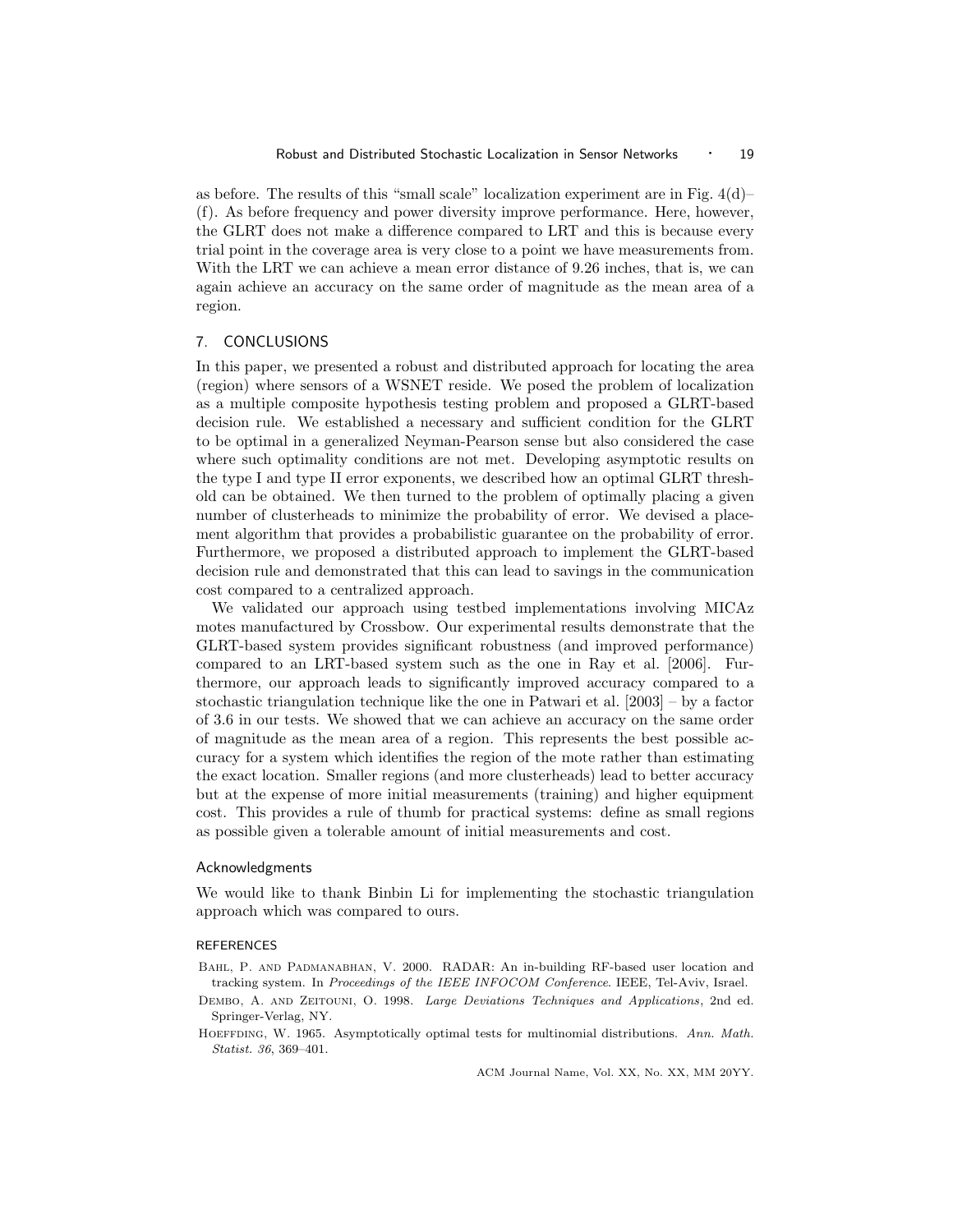as before. The results of this "small scale" localization experiment are in Fig. 4(d)–(f). As before frequency and power diversity improve performance. Here, however, the GLRT does not make a difference compared to LRT and this is because every trial point in the coverage area is very close to a point we have measurements from. With the LRT we can achieve a mean error distance of 9.26 inches, that is, we can again achieve an accuracy on the same order of magnitude as the mean area of a region.

## 7. CONCLUSIONS

In this paper, we presented a robust and distributed approach for locating the area (region) where sensors of a WSNET reside. We posed the problem of localization as a multiple composite hypothesis testing problem and proposed a GLRT-based decision rule. We established a necessary and sufficient condition for the GLRT to be optimal in a generalized Neyman-Pearson sense but also considered the case where such optimality conditions are not met. Developing asymptotic results on the type I and type II error exponents, we described how an optimal GLRT threshold can be obtained. We then turned to the problem of optimally placing a given number of clusterheads to minimize the probability of error. We devised a placement algorithm that provides a probabilistic guarantee on the probability of error. Furthermore, we proposed a distributed approach to implement the GLRT-based decision rule and demonstrated that this can lead to savings in the communication cost compared to a centralized approach.

We validated our approach using testbed implementations involving MICAz motes manufactured by Crossbow. Our experimental results demonstrate that the GLRT-based system provides significant robustness (and improved performance) compared to an LRT-based system such as the one in Ray et al. [2006]. Furthermore, our approach leads to significantly improved accuracy compared to a stochastic triangulation technique like the one in Patwari et al. [2003] – by a factor of 3.6 in our tests. We showed that we can achieve an accuracy on the same order of magnitude as the mean area of a region. This represents the best possible accuracy for a system which identifies the region of the mote rather than estimating the exact location. Smaller regions (and more clusterheads) lead to better accuracy but at the expense of more initial measurements (training) and higher equipment cost. This provides a rule of thumb for practical systems: define as small regions as possible given a tolerable amount of initial measurements and cost.

### Acknowledgments

We would like to thank Binbin Li for implementing the stochastic triangulation approach which was compared to ours.

### REFERENCES

Bahl, P. and Padmanabhan, V. 2000. RADAR: An in-building RF-based user location and tracking system. In *Proceedings of the IEEE INFOCOM Conference*. IEEE, Tel-Aviv, Israel.

Dembo, A. and Zeitouni, O. 1998. *Large Deviations Techniques and Applications*, 2nd ed. Springer-Verlag, NY.

Hoeffding, W. 1965. Asymptotically optimal tests for multinomial distributions. *Ann. Math. Statist. 36*, 369–401.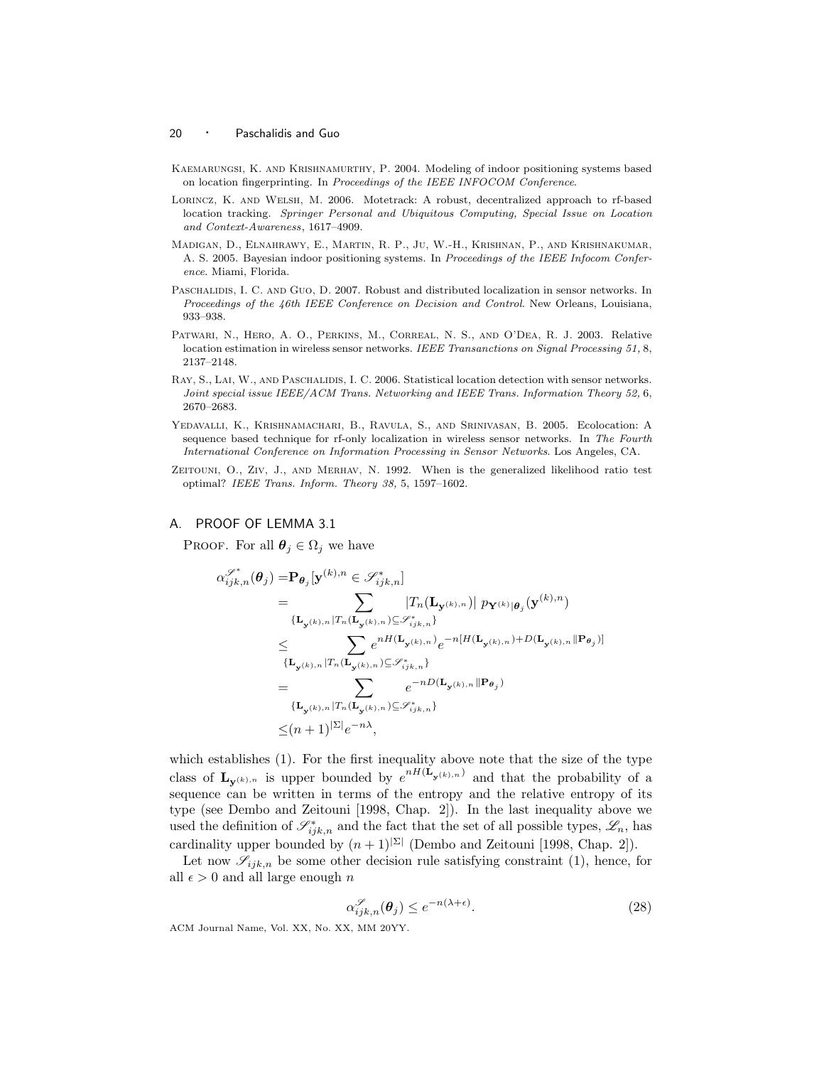Kaemarungsi, K. and Krishnamurthy, P. 2004. Modeling of indoor positioning systems based on location fingerprinting. In *Proceedings of the IEEE INFOCOM Conference*.

Lorincz, K. and Welsh, M. 2006. Motetrack: A robust, decentralized approach to rf-based location tracking. *Springer Personal and Ubiquitous Computing, Special Issue on Location and Context-Awareness*, 1617–4909.

Madigan, D., Elnahrawy, E., Martin, R. P., Ju, W.-H., Krishnan, P., and Krishnakumar, A. S. 2005. Bayesian indoor positioning systems. In *Proceedings of the IEEE Infocom Conference*. Miami, Florida.

Paschalidis, I. C. and Guo, D. 2007. Robust and distributed localization in sensor networks. In *Proceedings of the 46th IEEE Conference on Decision and Control*. New Orleans, Louisiana, 933–938.

Patwari, N., Hero, A. O., Perkins, M., Correal, N. S., and O'Dea, R. J. 2003. Relative location estimation in wireless sensor networks. *IEEE Transanctions on Signal Processing 51,* 8, 2137–2148.

Ray, S., Lai, W., and Paschalidis, I. C. 2006. Statistical location detection with sensor networks. *Joint special issue IEEE/ACM Trans. Networking and IEEE Trans. Information Theory 52,* 6, 2670–2683.

Yedavalli, K., Krishnamachari, B., Ravula, S., and Srinivasan, B. 2005. Ecolocation: A sequence based technique for rf-only localization in wireless sensor networks. In *The Fourth International Conference on Information Processing in Sensor Networks*. Los Angeles, CA.

Zeitouni, O., Ziv, J., and Merhav, N. 1992. When is the generalized likelihood ratio test optimal? *IEEE Trans. Inform. Theory 38,* 5, 1597–1602.

## A. PROOF OF LEMMA 3.1

Proof. For all $\boldsymbol{\theta}_j \in \Omega_j$ we have

$$
\begin{aligned}
\alpha_{ijk,n}^{\mathscr{S}^*}(\boldsymbol{\theta}_j) =& \mathbf{P}_{\boldsymbol{\theta}_j}[\mathbf{y}^{(k),n} \in \mathscr{S}^*_{ijk,n}] \\
=& \sum_{\{\mathbf{L}_{\mathbf{y}^{(k),n}} | T_n(\mathbf{L}_{\mathbf{y}^{(k),n}}) \subseteq \mathscr{S}^*_{ijk,n}\}} |T_n(\mathbf{L}_{\mathbf{y}^{(k),n}})| \; p_{\mathbf{Y}^{(k)}|\boldsymbol{\theta}_j}(\mathbf{y}^{(k),n}) \\
\leq & \sum_{\{\mathbf{L}_{\mathbf{y}^{(k),n}} | T_n(\mathbf{L}_{\mathbf{y}^{(k),n}}) \subseteq \mathscr{S}^*_{ijk,n}\}} e^{nH(\mathbf{L}_{\mathbf{y}^{(k),n}})} e^{-n[H(\mathbf{L}_{\mathbf{y}^{(k),n}}) + D(\mathbf{L}_{\mathbf{y}^{(k),n}} \| \mathbf{P}_{\boldsymbol{\theta}_j})]} \\
=& \sum_{\{\mathbf{L}_{\mathbf{y}^{(k),n}} | T_n(\mathbf{L}_{\mathbf{y}^{(k),n}}) \subseteq \mathscr{S}^*_{ijk,n}\}} e^{-nD(\mathbf{L}_{\mathbf{y}^{(k),n}} \| \mathbf{P}_{\boldsymbol{\theta}_j})} \\
\leq & (n+1)^{|\Sigma|} e^{-n\lambda},
\end{aligned}
$$

which establishes (1). For the first inequality above note that the size of the type class of $\mathbf{L}_{\mathbf{y}^{(k),n}}$ is upper bounded by $e^{nH(\mathbf{L}_{\mathbf{y}^{(k),n}})}$ and that the probability of a sequence can be written in terms of the entropy and the relative entropy of its type (see Dembo and Zeitouni [1998, Chap. 2]). In the last inequality above we used the definition of $\mathscr{S}^*_{ijk,n}$ and the fact that the set of all possible types, $\mathscr{L}_n$, has cardinality upper bounded by $(n+1)^{|\Sigma|}$ (Dembo and Zeitouni [1998, Chap. 2]).

Let now $\mathscr{S}_{ijk,n}$ be some other decision rule satisfying constraint (1), hence, for all $\epsilon > 0$ and all large enough $n$

$$
\alpha_{ijk,n}^{\mathscr{S}}(\boldsymbol{\theta}_j) \leq e^{-n(\lambda+\epsilon)}. \tag{28}
$$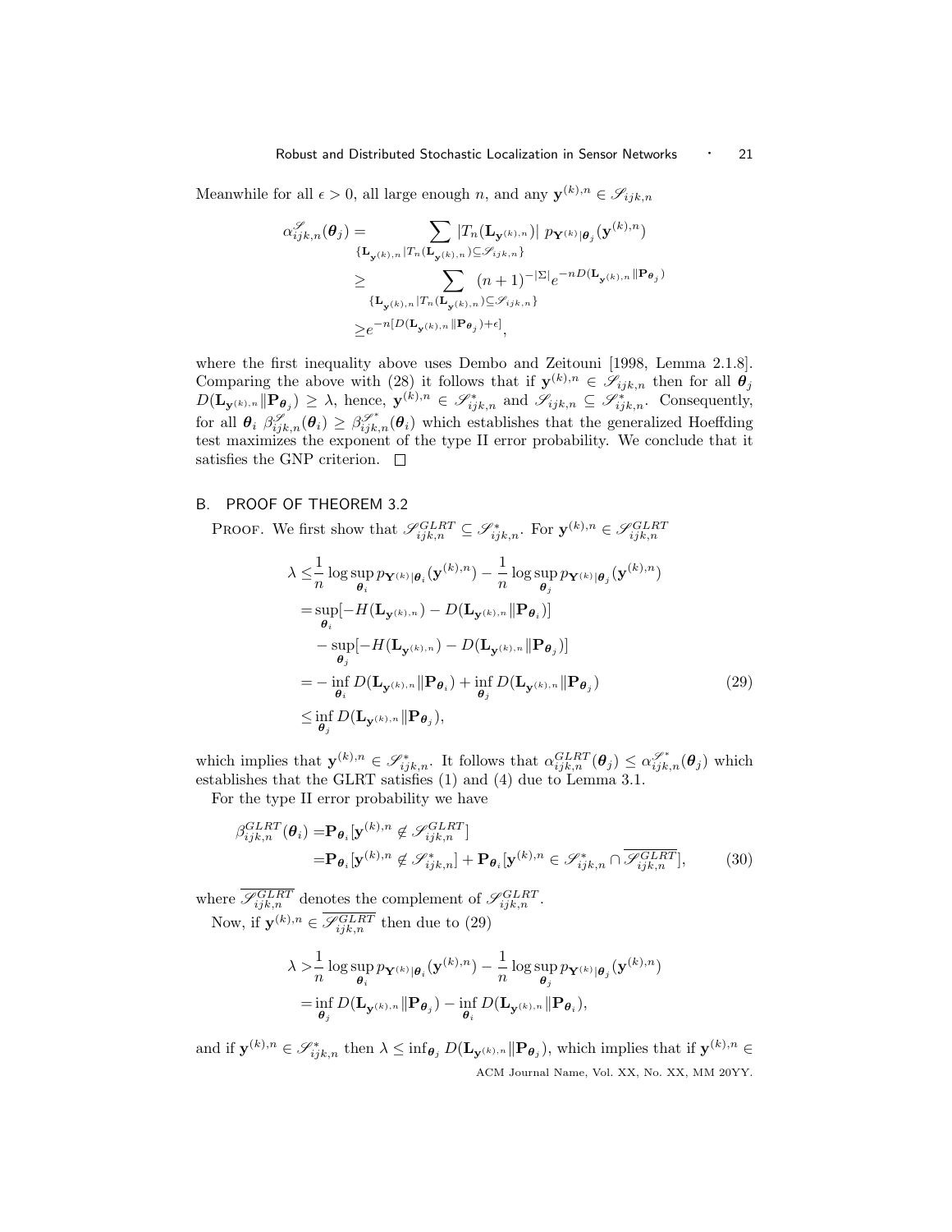Meanwhile for all $\epsilon > 0$, all large enough $n$, and any $\mathbf{y}^{(k),n} \in \mathscr{S}_{ijk,n}$

$$
\begin{aligned}
\alpha^{\mathscr{S}}_{ijk,n}(\boldsymbol{\theta}_j) &= \sum_{\{\mathbf{L}_{\mathbf{y}^{(k),n}} | T_n(\mathbf{L}_{\mathbf{y}^{(k),n}}) \subseteq \mathscr{S}_{ijk,n}\}} |T_n(\mathbf{L}_{\mathbf{y}^{(k),n}})| \; p_{\mathbf{Y}^{(k)}|\boldsymbol{\theta}_j}(\mathbf{y}^{(k),n}) \\
&\geq \sum_{\{\mathbf{L}_{\mathbf{y}^{(k),n}} | T_n(\mathbf{L}_{\mathbf{y}^{(k),n}}) \subseteq \mathscr{S}_{ijk,n}\}} (n+1)^{-|\Sigma|} e^{-nD(\mathbf{L}_{\mathbf{y}^{(k),n}} \| \mathbf{P}_{\boldsymbol{\theta}_j})} \\
&\geq e^{-n[D(\mathbf{L}_{\mathbf{y}^{(k),n}} \| \mathbf{P}_{\boldsymbol{\theta}_j}) + \epsilon]},
\end{aligned}
$$

where the first inequality above uses Dembo and Zeitouni [1998, Lemma 2.1.8]. Comparing the above with (28) it follows that if $\mathbf{y}^{(k),n} \in \mathscr{S}_{ijk,n}$ then for all $\boldsymbol{\theta}_j$ $D(\mathbf{L}_{\mathbf{y}^{(k),n}} \| \mathbf{P}_{\boldsymbol{\theta}_j}) \geq \lambda$, hence, $\mathbf{y}^{(k),n} \in \mathscr{S}^*_{ijk,n}$ and $\mathscr{S}_{ijk,n} \subseteq \mathscr{S}^*_{ijk,n}$. Consequently, for all $\boldsymbol{\theta}_i$ $\beta^{\mathscr{S}}_{ijk,n}(\boldsymbol{\theta}_i) \geq \beta^{\mathscr{S}^*}_{ijk,n}(\boldsymbol{\theta}_i)$ which establishes that the generalized Hoeffding test maximizes the exponent of the type II error probability. We conclude that it satisfies the GNP criterion. □

## B. PROOF OF THEOREM 3.2

PROOF. We first show that $\mathscr{S}^{GLRT}_{ijk,n} \subseteq \mathscr{S}^*_{ijk,n}$. For $\mathbf{y}^{(k),n} \in \mathscr{S}^{GLRT}_{ijk,n}$

$$
\begin{aligned}
\lambda \leq& \frac{1}{n} \log \sup_{\boldsymbol{\theta}_i} p_{\mathbf{Y}^{(k)}|\boldsymbol{\theta}_i}(\mathbf{y}^{(k),n}) - \frac{1}{n} \log \sup_{\boldsymbol{\theta}_j} p_{\mathbf{Y}^{(k)}|\boldsymbol{\theta}_j}(\mathbf{y}^{(k),n}) \\
=& \sup_{\boldsymbol{\theta}_i} [-H(\mathbf{L}_{\mathbf{y}^{(k),n}}) - D(\mathbf{L}_{\mathbf{y}^{(k),n}} \| \mathbf{P}_{\boldsymbol{\theta}_i})] \\
&- \sup_{\boldsymbol{\theta}_j} [-H(\mathbf{L}_{\mathbf{y}^{(k),n}}) - D(\mathbf{L}_{\mathbf{y}^{(k),n}} \| \mathbf{P}_{\boldsymbol{\theta}_j})] \\
=& - \inf_{\boldsymbol{\theta}_i} D(\mathbf{L}_{\mathbf{y}^{(k),n}} \| \mathbf{P}_{\boldsymbol{\theta}_i}) + \inf_{\boldsymbol{\theta}_j} D(\mathbf{L}_{\mathbf{y}^{(k),n}} \| \mathbf{P}_{\boldsymbol{\theta}_j}) \\
\leq& \inf_{\boldsymbol{\theta}_j} D(\mathbf{L}_{\mathbf{y}^{(k),n}} \| \mathbf{P}_{\boldsymbol{\theta}_j}),
\end{aligned}
\tag{29}
$$

which implies that $\mathbf{y}^{(k),n} \in \mathscr{S}^*_{ijk,n}$. It follows that $\alpha^{GLRT}_{ijk,n}(\boldsymbol{\theta}_j) \leq \alpha^{\mathscr{S}^*}_{ijk,n}(\boldsymbol{\theta}_j)$ which establishes that the GLRT satisfies (1) and (4) due to Lemma 3.1.

For the type II error probability we have

$$
\begin{aligned}
\beta^{GLRT}_{ijk,n}(\boldsymbol{\theta}_i) =& \mathbf{P}_{\boldsymbol{\theta}_i}[\mathbf{y}^{(k),n} \notin \mathscr{S}^{GLRT}_{ijk,n}] \\
=& \mathbf{P}_{\boldsymbol{\theta}_i}[\mathbf{y}^{(k),n} \notin \mathscr{S}^*_{ijk,n}] + \mathbf{P}_{\boldsymbol{\theta}_i}[\mathbf{y}^{(k),n} \in \mathscr{S}^*_{ijk,n} \cap \overline{\mathscr{S}^{GLRT}_{ijk,n}}],
\end{aligned}
\tag{30}
$$

where $\overline{\mathscr{S}^{GLRT}_{ijk,n}}$ denotes the complement of $\mathscr{S}^{GLRT}_{ijk,n}$.

Now, if $\mathbf{y}^{(k),n} \in \overline{\mathscr{S}^{GLRT}_{ijk,n}}$ then due to (29)

$$
\begin{aligned}
\lambda >& \frac{1}{n} \log \sup_{\boldsymbol{\theta}_i} p_{\mathbf{Y}^{(k)}|\boldsymbol{\theta}_i}(\mathbf{y}^{(k),n}) - \frac{1}{n} \log \sup_{\boldsymbol{\theta}_j} p_{\mathbf{Y}^{(k)}|\boldsymbol{\theta}_j}(\mathbf{y}^{(k),n}) \\
=& \inf_{\boldsymbol{\theta}_j} D(\mathbf{L}_{\mathbf{y}^{(k),n}} \| \mathbf{P}_{\boldsymbol{\theta}_j}) - \inf_{\boldsymbol{\theta}_i} D(\mathbf{L}_{\mathbf{y}^{(k),n}} \| \mathbf{P}_{\boldsymbol{\theta}_i}),
\end{aligned}
$$

and if $\mathbf{y}^{(k),n} \in \mathscr{S}^*_{ijk,n}$ then $\lambda \leq \inf_{\boldsymbol{\theta}_j} D(\mathbf{L}_{\mathbf{y}^{(k),n}} \| \mathbf{P}_{\boldsymbol{\theta}_j})$, which implies that if $\mathbf{y}^{(k),n} \in$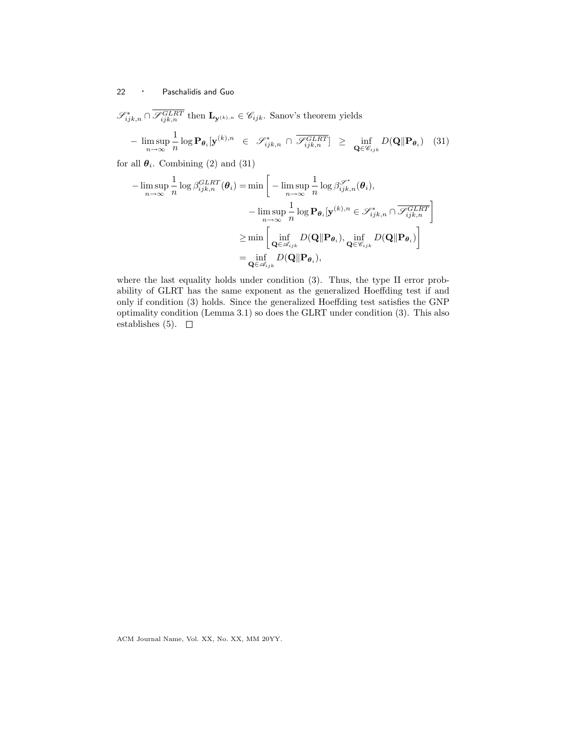$\mathscr{S}^*_{ijk,n} \cap \overline{\mathscr{S}^{GLRT}_{ijk,n}}$ then $\mathbf{L}_{\mathbf{y}^{(k),n}} \in \mathscr{C}_{ijk}$. Sanov's theorem yields

$$-\limsup_{n\to\infty} \frac{1}{n} \log \mathbf{P}_{\boldsymbol{\theta}_i}[\mathbf{y}^{(k),n} \in \mathscr{S}^*_{ijk,n} \cap \overline{\mathscr{S}^{GLRT}_{ijk,n}}] \geq \inf_{\mathbf{Q}\in\mathscr{C}_{ijk}} D(\mathbf{Q}\|\mathbf{P}_{\boldsymbol{\theta}_i}) \quad (31)$$

for all $\boldsymbol{\theta}_i$. Combining (2) and (31)

$$\begin{aligned}
-\limsup_{n\to\infty} \frac{1}{n} \log \beta^{GLRT}_{ijk,n}(\boldsymbol{\theta}_i) &= \min\Bigg[-\limsup_{n\to\infty} \frac{1}{n} \log \beta^{\mathscr{S}^*}_{ijk,n}(\boldsymbol{\theta}_i), \\
&\qquad -\limsup_{n\to\infty} \frac{1}{n} \log \mathbf{P}_{\boldsymbol{\theta}_i}[\mathbf{y}^{(k),n} \in \mathscr{S}^*_{ijk,n} \cap \overline{\mathscr{S}^{GLRT}_{ijk,n}}\Bigg] \\
&\geq \min\left[\inf_{\mathbf{Q}\in\mathscr{A}_{ijk}} D(\mathbf{Q}\|\mathbf{P}_{\boldsymbol{\theta}_i}), \inf_{\mathbf{Q}\in\mathscr{C}_{ijk}} D(\mathbf{Q}\|\mathbf{P}_{\boldsymbol{\theta}_i})\right] \\
&= \inf_{\mathbf{Q}\in\mathscr{A}_{ijk}} D(\mathbf{Q}\|\mathbf{P}_{\boldsymbol{\theta}_i}),
\end{aligned}$$

where the last equality holds under condition (3). Thus, the type II error probability of GLRT has the same exponent as the generalized Hoeffding test if and only if condition (3) holds. Since the generalized Hoeffding test satisfies the GNP optimality condition (Lemma 3.1) so does the GLRT under condition (3). This also establishes (5). $\square$